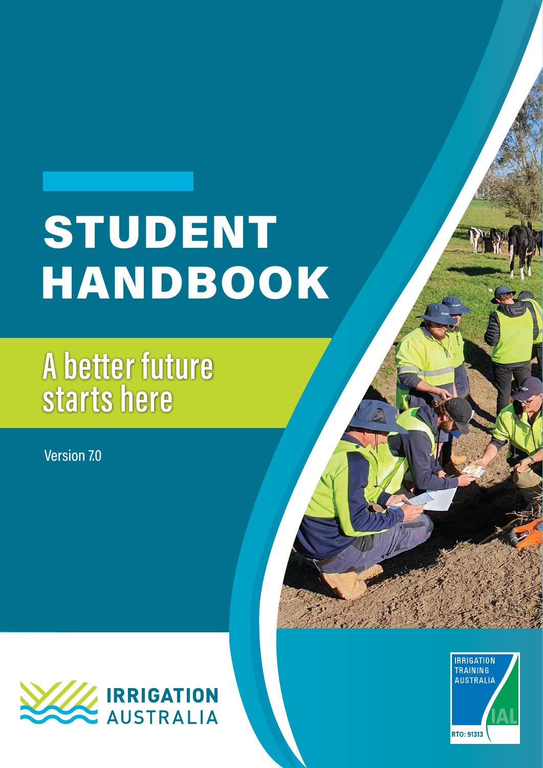# STUDENT HANDBOOK

## A better future starts here

Version 7.0

IRRIGATION AUSTRALIA

IRRIGATION TRAINING AUSTRALIA

IAL

RTO: 91313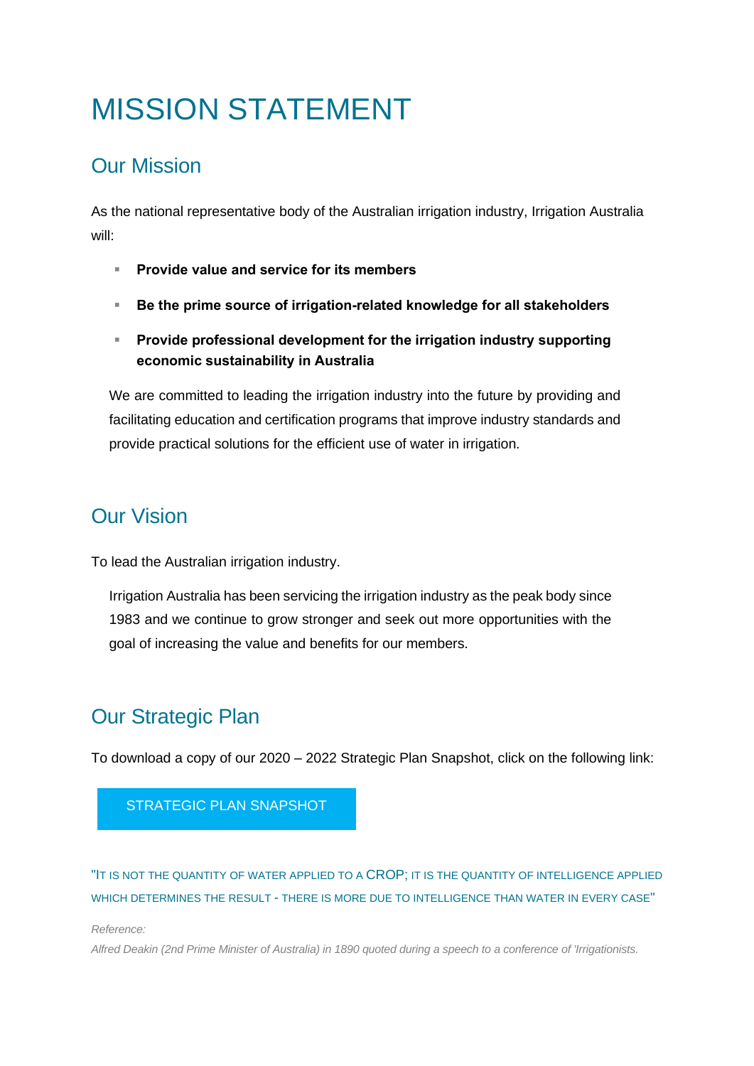# MISSION STATEMENT

## Our Mission

As the national representative body of the Australian irrigation industry, Irrigation Australia will:

- **Provide value and service for its members**
- **Be the prime source of irrigation-related knowledge for all stakeholders**
- **Provide professional development for the irrigation industry supporting economic sustainability in Australia**

We are committed to leading the irrigation industry into the future by providing and facilitating education and certification programs that improve industry standards and provide practical solutions for the efficient use of water in irrigation.

## Our Vision

To lead the Australian irrigation industry.

Irrigation Australia has been servicing the irrigation industry as the peak body since 1983 and we continue to grow stronger and seek out more opportunities with the goal of increasing the value and benefits for our members.

## Our Strategic Plan

To download a copy of our 2020 – 2022 Strategic Plan Snapshot, click on the following link:

STRATEGIC PLAN SNAPSHOT

"IT IS NOT THE QUANTITY OF WATER APPLIED TO A CROP; IT IS THE QUANTITY OF INTELLIGENCE APPLIED WHICH DETERMINES THE RESULT - THERE IS MORE DUE TO INTELLIGENCE THAN WATER IN EVERY CASE"

*Reference:*

*Alfred Deakin (2nd Prime Minister of Australia) in 1890 quoted during a speech to a conference of 'Irrigationists.*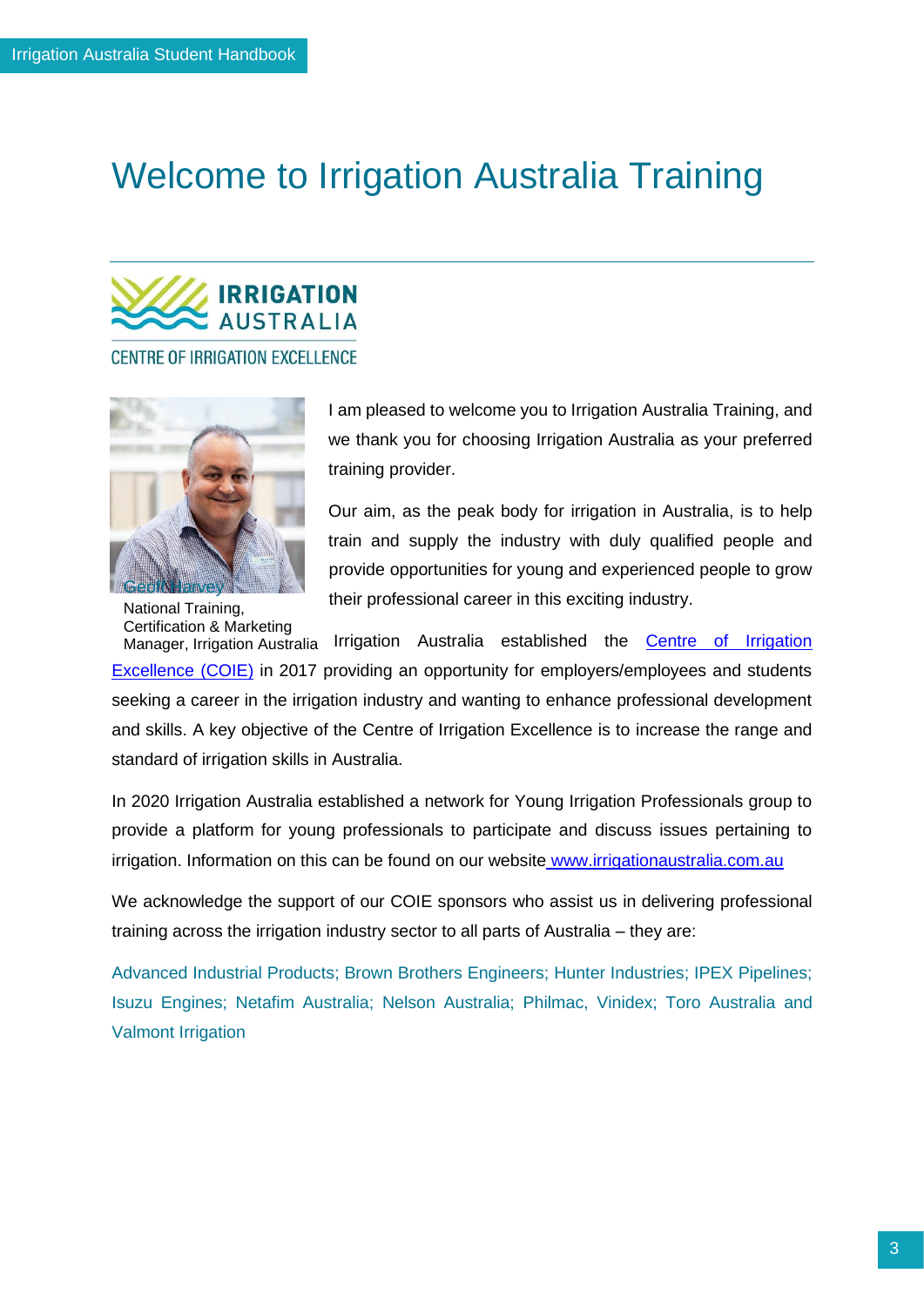# Welcome to Irrigation Australia Training

IRRIGATION AUSTRALIA

CENTRE OF IRRIGATION EXCELLENCE

Geoff Harvey
National Training, Certification & Marketing Manager, Irrigation Australia

I am pleased to welcome you to Irrigation Australia Training, and we thank you for choosing Irrigation Australia as your preferred training provider.

Our aim, as the peak body for irrigation in Australia, is to help train and supply the industry with duly qualified people and provide opportunities for young and experienced people to grow their professional career in this exciting industry.

Irrigation Australia established the Centre of Irrigation Excellence (COIE) in 2017 providing an opportunity for employers/employees and students seeking a career in the irrigation industry and wanting to enhance professional development and skills. A key objective of the Centre of Irrigation Excellence is to increase the range and standard of irrigation skills in Australia.

In 2020 Irrigation Australia established a network for Young Irrigation Professionals group to provide a platform for young professionals to participate and discuss issues pertaining to irrigation. Information on this can be found on our website www.irrigationaustralia.com.au

We acknowledge the support of our COIE sponsors who assist us in delivering professional training across the irrigation industry sector to all parts of Australia – they are:

Advanced Industrial Products; Brown Brothers Engineers; Hunter Industries; IPEX Pipelines; Isuzu Engines; Netafim Australia; Nelson Australia; Philmac, Vinidex; Toro Australia and Valmont Irrigation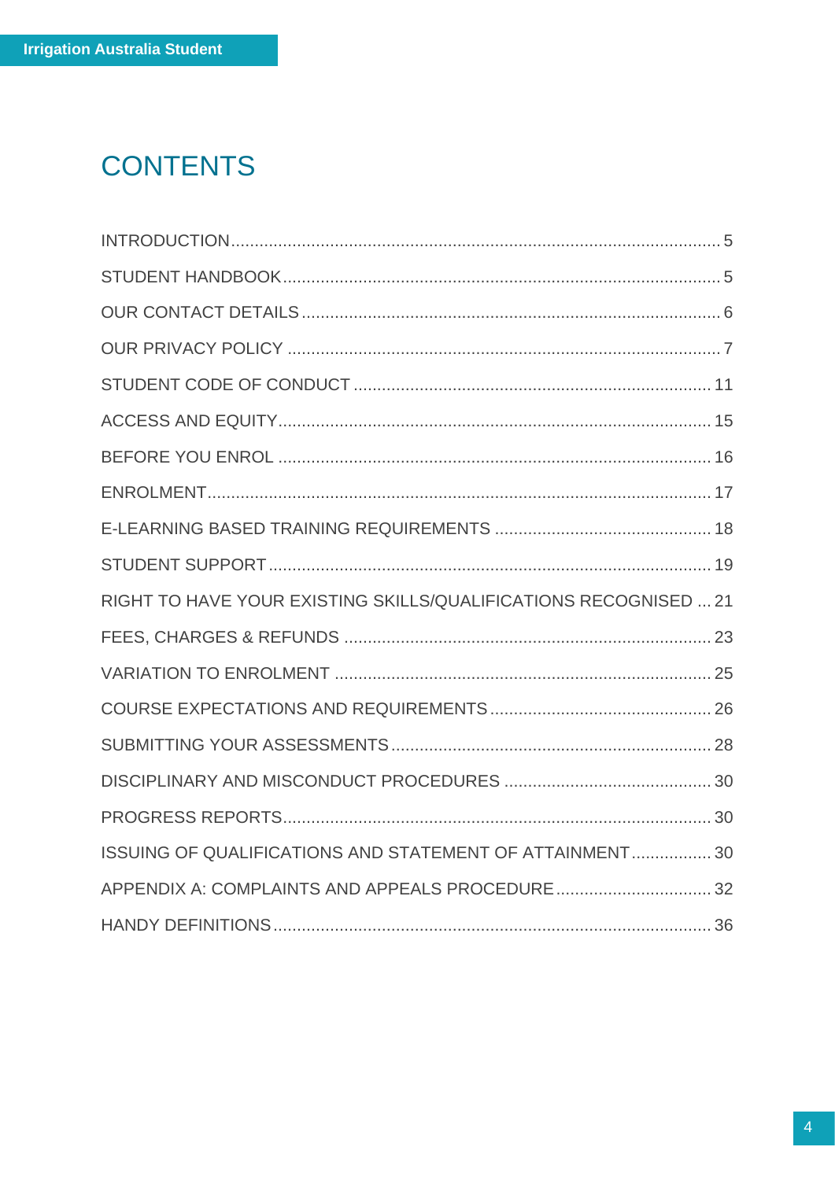# CONTENTS

| | |
|---|---|
| INTRODUCTION | 5 |
| STUDENT HANDBOOK | 5 |
| OUR CONTACT DETAILS | 6 |
| OUR PRIVACY POLICY | 7 |
| STUDENT CODE OF CONDUCT | 11 |
| ACCESS AND EQUITY | 15 |
| BEFORE YOU ENROL | 16 |
| ENROLMENT | 17 |
| E-LEARNING BASED TRAINING REQUIREMENTS | 18 |
| STUDENT SUPPORT | 19 |
| RIGHT TO HAVE YOUR EXISTING SKILLS/QUALIFICATIONS RECOGNISED | 21 |
| FEES, CHARGES & REFUNDS | 23 |
| VARIATION TO ENROLMENT | 25 |
| COURSE EXPECTATIONS AND REQUIREMENTS | 26 |
| SUBMITTING YOUR ASSESSMENTS | 28 |
| DISCIPLINARY AND MISCONDUCT PROCEDURES | 30 |
| PROGRESS REPORTS | 30 |
| ISSUING OF QUALIFICATIONS AND STATEMENT OF ATTAINMENT | 30 |
| APPENDIX A: COMPLAINTS AND APPEALS PROCEDURE | 32 |
| HANDY DEFINITIONS | 36 |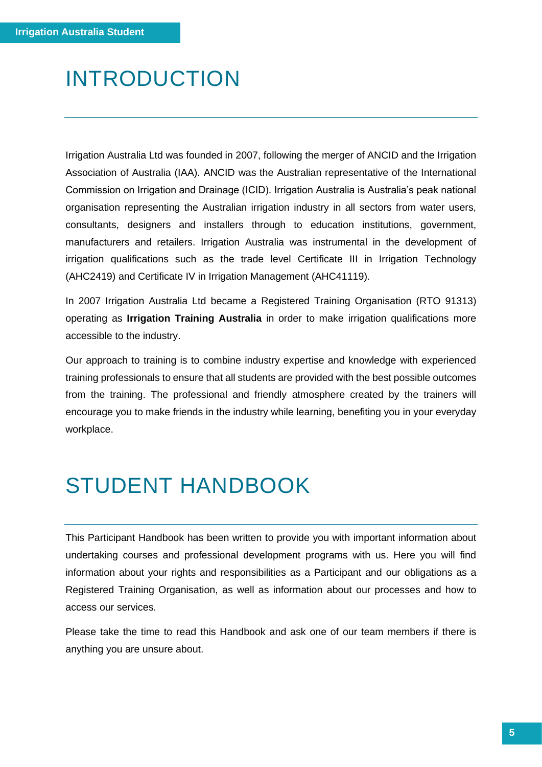# INTRODUCTION

Irrigation Australia Ltd was founded in 2007, following the merger of ANCID and the Irrigation Association of Australia (IAA). ANCID was the Australian representative of the International Commission on Irrigation and Drainage (ICID). Irrigation Australia is Australia's peak national organisation representing the Australian irrigation industry in all sectors from water users, consultants, designers and installers through to education institutions, government, manufacturers and retailers. Irrigation Australia was instrumental in the development of irrigation qualifications such as the trade level Certificate III in Irrigation Technology (AHC2419) and Certificate IV in Irrigation Management (AHC41119).

In 2007 Irrigation Australia Ltd became a Registered Training Organisation (RTO 91313) operating as **Irrigation Training Australia** in order to make irrigation qualifications more accessible to the industry.

Our approach to training is to combine industry expertise and knowledge with experienced training professionals to ensure that all students are provided with the best possible outcomes from the training. The professional and friendly atmosphere created by the trainers will encourage you to make friends in the industry while learning, benefiting you in your everyday workplace.

# STUDENT HANDBOOK

This Participant Handbook has been written to provide you with important information about undertaking courses and professional development programs with us. Here you will find information about your rights and responsibilities as a Participant and our obligations as a Registered Training Organisation, as well as information about our processes and how to access our services.

Please take the time to read this Handbook and ask one of our team members if there is anything you are unsure about.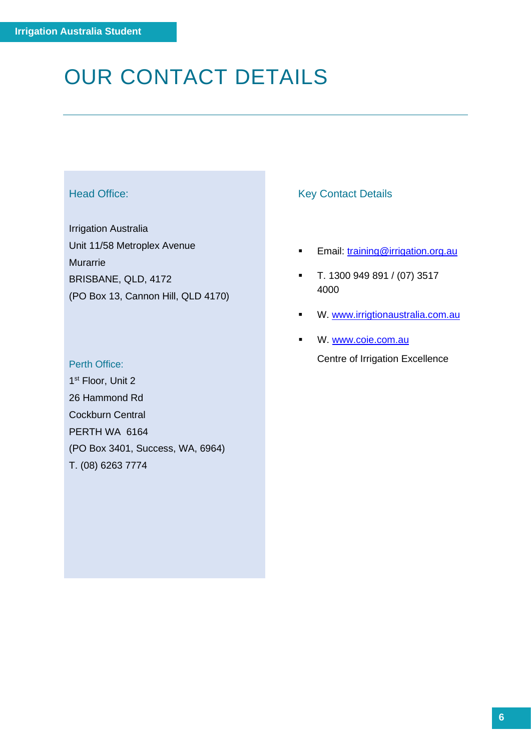# OUR CONTACT DETAILS

## Head Office:

Irrigation Australia
Unit 11/58 Metroplex Avenue
Murarrie
BRISBANE, QLD, 4172
(PO Box 13, Cannon Hill, QLD 4170)

## Perth Office:

1st Floor, Unit 2
26 Hammond Rd
Cockburn Central
PERTH WA 6164
(PO Box 3401, Success, WA, 6964)
T. (08) 6263 7774

## Key Contact Details

- Email: training@irrigation.org.au
- T. 1300 949 891 / (07) 3517 4000
- W. www.irrigtionaustralia.com.au
- W. www.coie.com.au

  Centre of Irrigation Excellence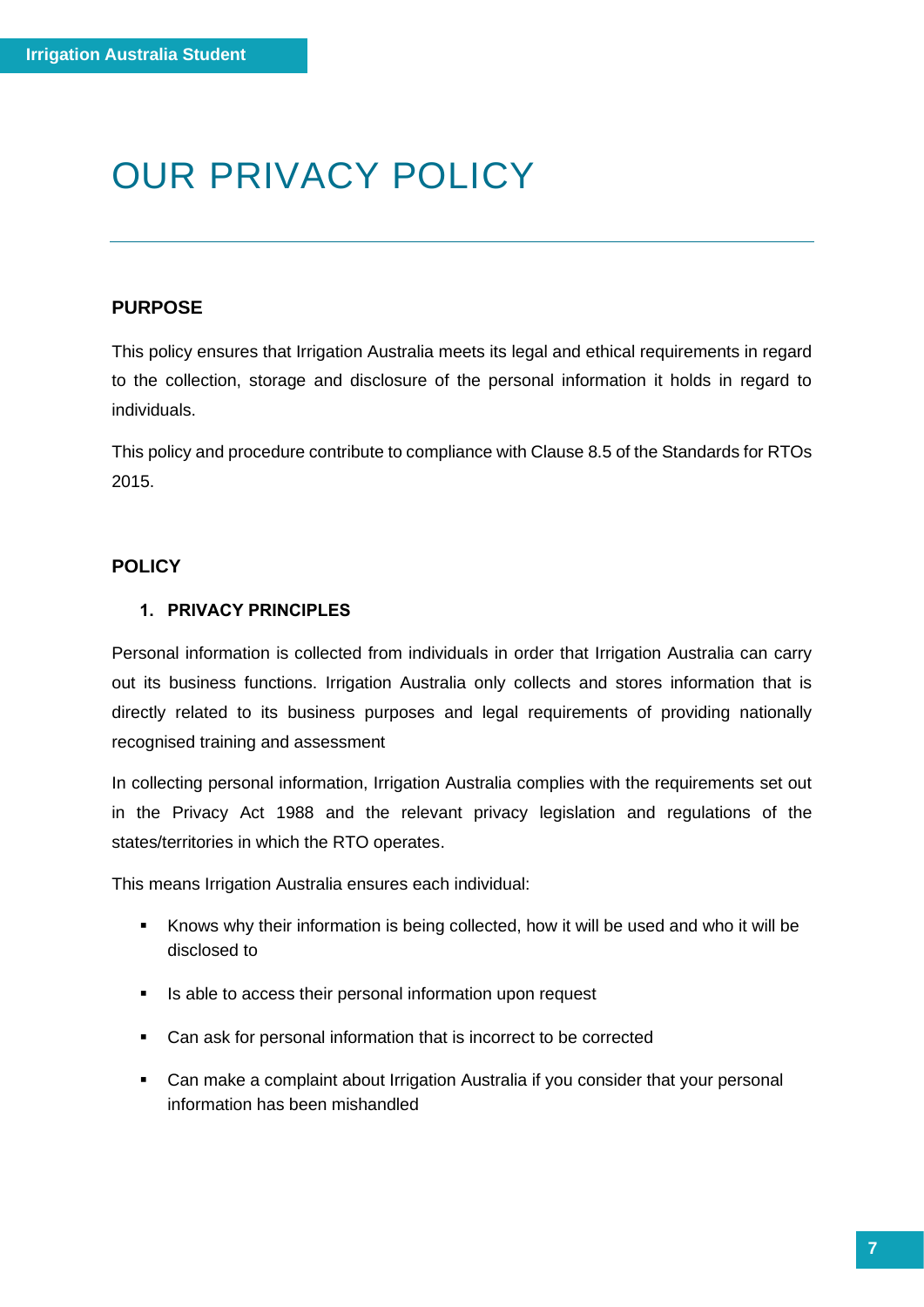# OUR PRIVACY POLICY

## PURPOSE

This policy ensures that Irrigation Australia meets its legal and ethical requirements in regard to the collection, storage and disclosure of the personal information it holds in regard to individuals.

This policy and procedure contribute to compliance with Clause 8.5 of the Standards for RTOs 2015.

## POLICY

### 1. PRIVACY PRINCIPLES

Personal information is collected from individuals in order that Irrigation Australia can carry out its business functions. Irrigation Australia only collects and stores information that is directly related to its business purposes and legal requirements of providing nationally recognised training and assessment

In collecting personal information, Irrigation Australia complies with the requirements set out in the Privacy Act 1988 and the relevant privacy legislation and regulations of the states/territories in which the RTO operates.

This means Irrigation Australia ensures each individual:

- Knows why their information is being collected, how it will be used and who it will be disclosed to
- Is able to access their personal information upon request
- Can ask for personal information that is incorrect to be corrected
- Can make a complaint about Irrigation Australia if you consider that your personal information has been mishandled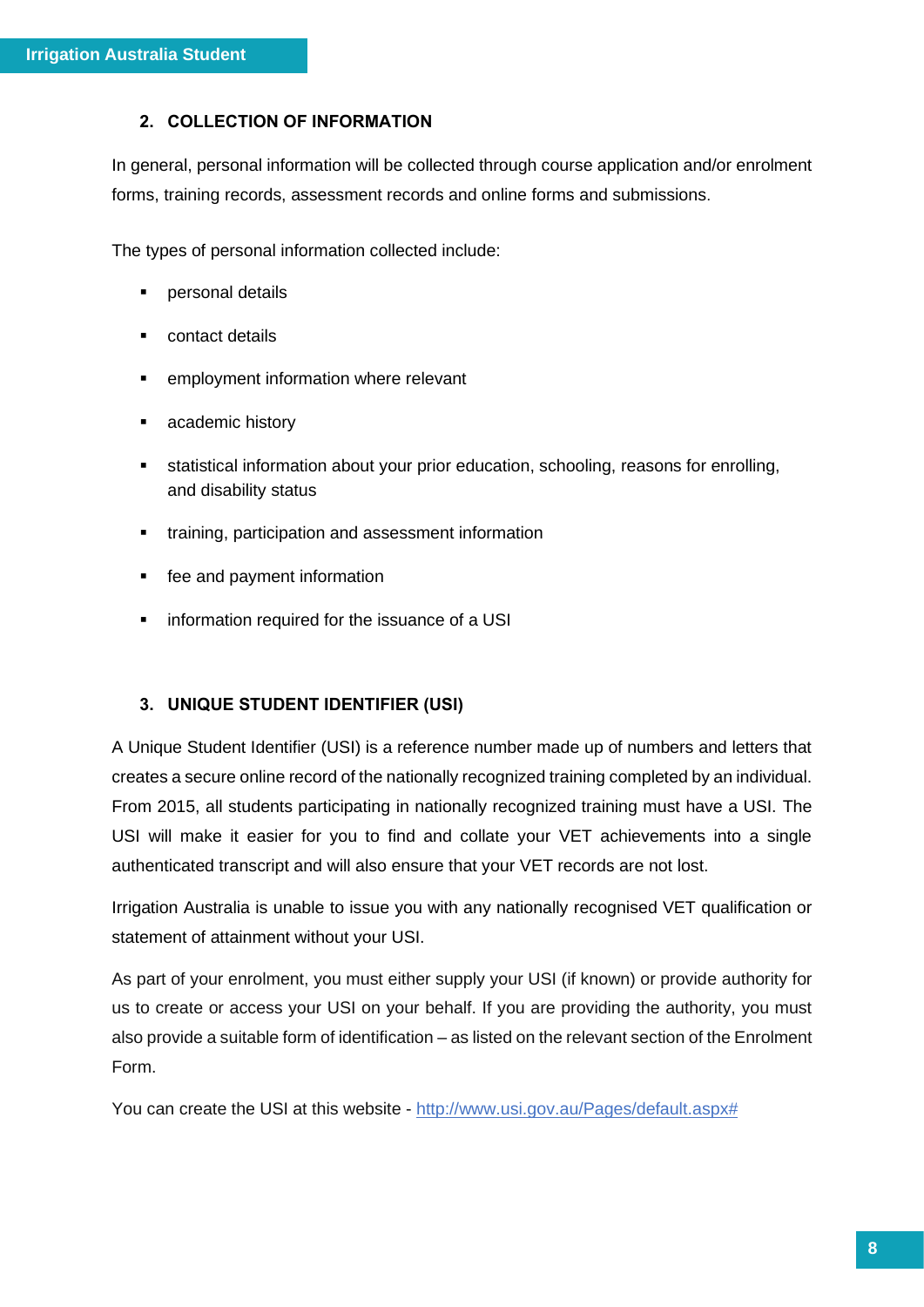## 2. COLLECTION OF INFORMATION

In general, personal information will be collected through course application and/or enrolment forms, training records, assessment records and online forms and submissions.

The types of personal information collected include:

- personal details
- contact details
- employment information where relevant
- academic history
- statistical information about your prior education, schooling, reasons for enrolling, and disability status
- training, participation and assessment information
- fee and payment information
- information required for the issuance of a USI

## 3. UNIQUE STUDENT IDENTIFIER (USI)

A Unique Student Identifier (USI) is a reference number made up of numbers and letters that creates a secure online record of the nationally recognized training completed by an individual. From 2015, all students participating in nationally recognized training must have a USI. The USI will make it easier for you to find and collate your VET achievements into a single authenticated transcript and will also ensure that your VET records are not lost.

Irrigation Australia is unable to issue you with any nationally recognised VET qualification or statement of attainment without your USI.

As part of your enrolment, you must either supply your USI (if known) or provide authority for us to create or access your USI on your behalf. If you are providing the authority, you must also provide a suitable form of identification – as listed on the relevant section of the Enrolment Form.

You can create the USI at this website - http://www.usi.gov.au/Pages/default.aspx#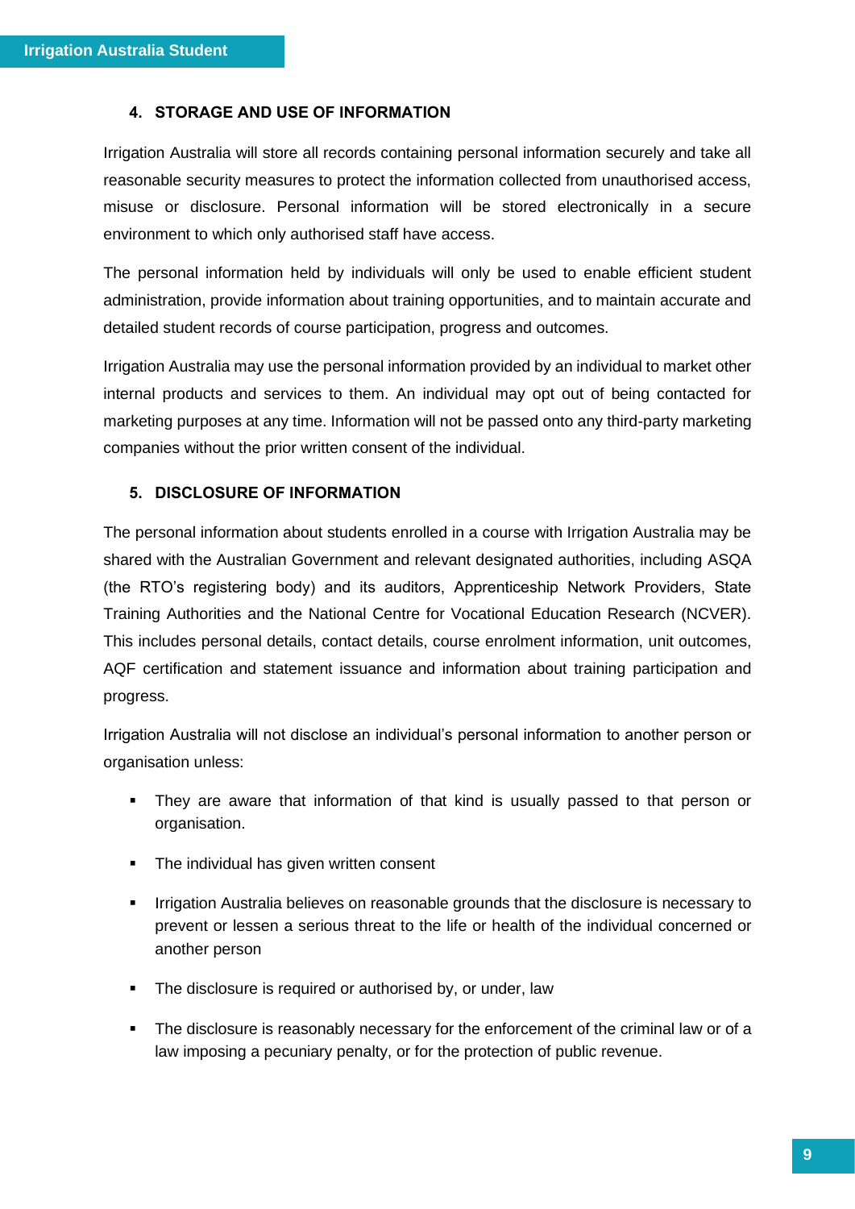## 4. STORAGE AND USE OF INFORMATION

Irrigation Australia will store all records containing personal information securely and take all reasonable security measures to protect the information collected from unauthorised access, misuse or disclosure. Personal information will be stored electronically in a secure environment to which only authorised staff have access.

The personal information held by individuals will only be used to enable efficient student administration, provide information about training opportunities, and to maintain accurate and detailed student records of course participation, progress and outcomes.

Irrigation Australia may use the personal information provided by an individual to market other internal products and services to them. An individual may opt out of being contacted for marketing purposes at any time. Information will not be passed onto any third-party marketing companies without the prior written consent of the individual.

## 5. DISCLOSURE OF INFORMATION

The personal information about students enrolled in a course with Irrigation Australia may be shared with the Australian Government and relevant designated authorities, including ASQA (the RTO's registering body) and its auditors, Apprenticeship Network Providers, State Training Authorities and the National Centre for Vocational Education Research (NCVER). This includes personal details, contact details, course enrolment information, unit outcomes, AQF certification and statement issuance and information about training participation and progress.

Irrigation Australia will not disclose an individual's personal information to another person or organisation unless:

- They are aware that information of that kind is usually passed to that person or organisation.
- The individual has given written consent
- Irrigation Australia believes on reasonable grounds that the disclosure is necessary to prevent or lessen a serious threat to the life or health of the individual concerned or another person
- The disclosure is required or authorised by, or under, law
- The disclosure is reasonably necessary for the enforcement of the criminal law or of a law imposing a pecuniary penalty, or for the protection of public revenue.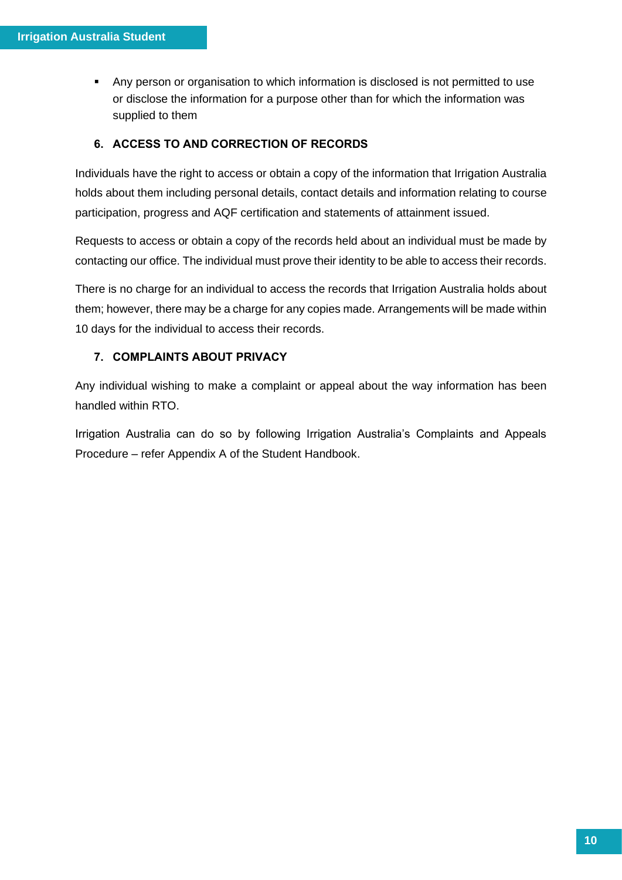- Any person or organisation to which information is disclosed is not permitted to use or disclose the information for a purpose other than for which the information was supplied to them

## 6. ACCESS TO AND CORRECTION OF RECORDS

Individuals have the right to access or obtain a copy of the information that Irrigation Australia holds about them including personal details, contact details and information relating to course participation, progress and AQF certification and statements of attainment issued.

Requests to access or obtain a copy of the records held about an individual must be made by contacting our office. The individual must prove their identity to be able to access their records.

There is no charge for an individual to access the records that Irrigation Australia holds about them; however, there may be a charge for any copies made. Arrangements will be made within 10 days for the individual to access their records.

## 7. COMPLAINTS ABOUT PRIVACY

Any individual wishing to make a complaint or appeal about the way information has been handled within RTO.

Irrigation Australia can do so by following Irrigation Australia's Complaints and Appeals Procedure – refer Appendix A of the Student Handbook.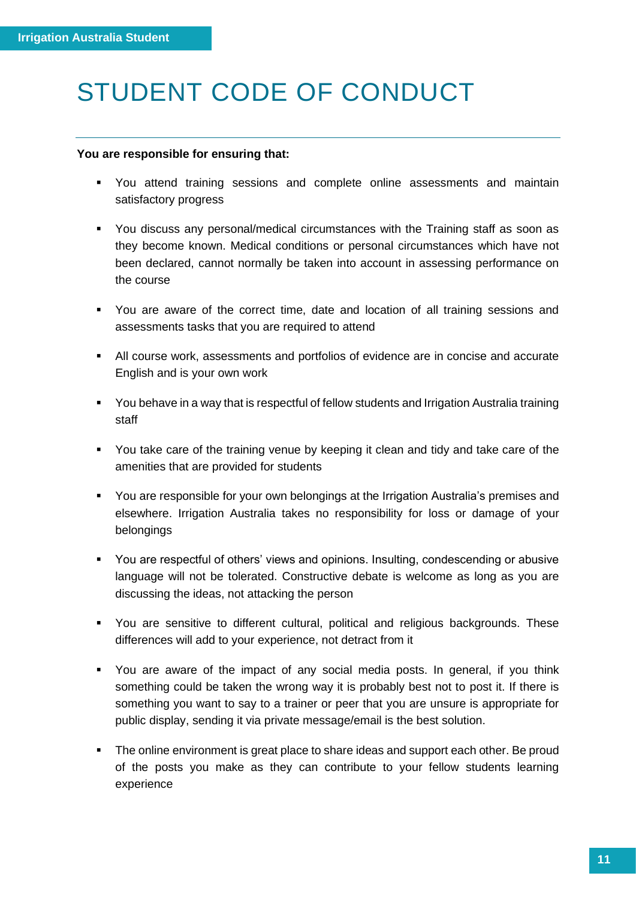# STUDENT CODE OF CONDUCT

**You are responsible for ensuring that:**

- You attend training sessions and complete online assessments and maintain satisfactory progress
- You discuss any personal/medical circumstances with the Training staff as soon as they become known. Medical conditions or personal circumstances which have not been declared, cannot normally be taken into account in assessing performance on the course
- You are aware of the correct time, date and location of all training sessions and assessments tasks that you are required to attend
- All course work, assessments and portfolios of evidence are in concise and accurate English and is your own work
- You behave in a way that is respectful of fellow students and Irrigation Australia training staff
- You take care of the training venue by keeping it clean and tidy and take care of the amenities that are provided for students
- You are responsible for your own belongings at the Irrigation Australia's premises and elsewhere. Irrigation Australia takes no responsibility for loss or damage of your belongings
- You are respectful of others' views and opinions. Insulting, condescending or abusive language will not be tolerated. Constructive debate is welcome as long as you are discussing the ideas, not attacking the person
- You are sensitive to different cultural, political and religious backgrounds. These differences will add to your experience, not detract from it
- You are aware of the impact of any social media posts. In general, if you think something could be taken the wrong way it is probably best not to post it. If there is something you want to say to a trainer or peer that you are unsure is appropriate for public display, sending it via private message/email is the best solution.
- The online environment is great place to share ideas and support each other. Be proud of the posts you make as they can contribute to your fellow students learning experience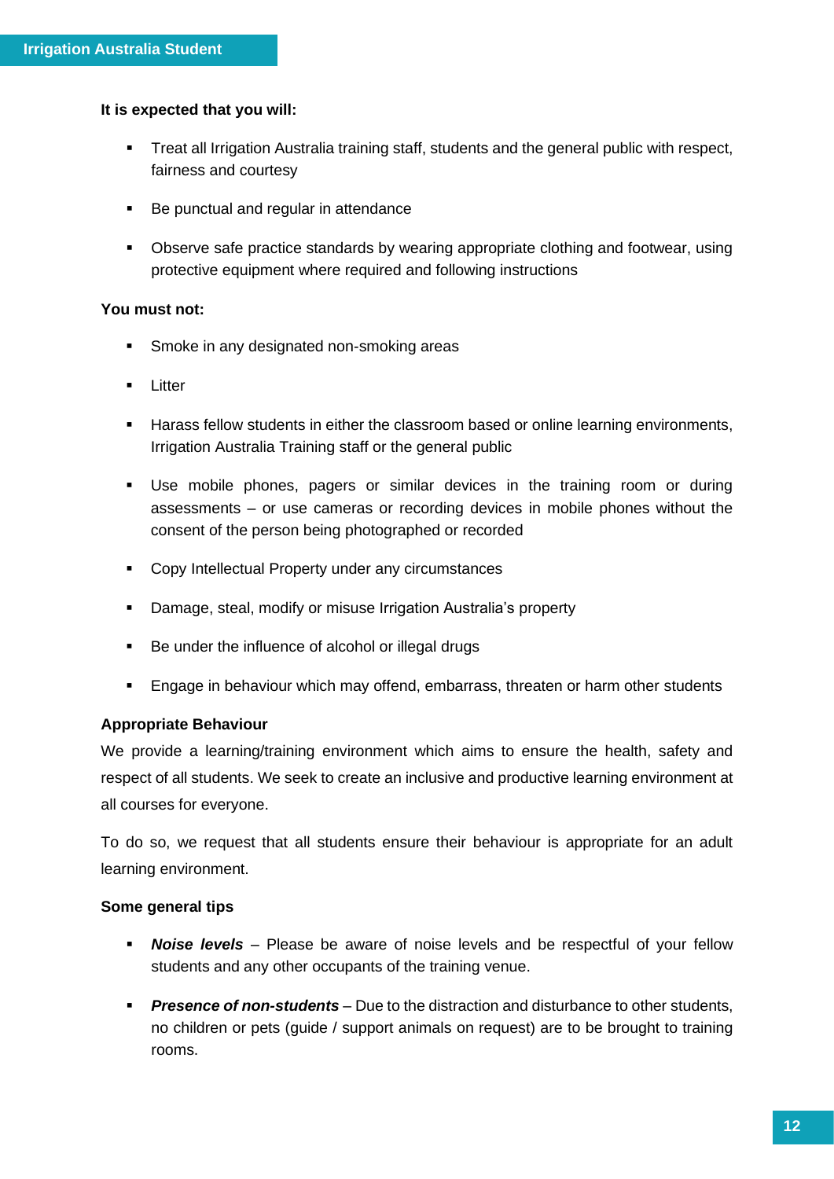**It is expected that you will:**

- Treat all Irrigation Australia training staff, students and the general public with respect, fairness and courtesy
- Be punctual and regular in attendance
- Observe safe practice standards by wearing appropriate clothing and footwear, using protective equipment where required and following instructions

**You must not:**

- Smoke in any designated non-smoking areas
- Litter
- Harass fellow students in either the classroom based or online learning environments, Irrigation Australia Training staff or the general public
- Use mobile phones, pagers or similar devices in the training room or during assessments – or use cameras or recording devices in mobile phones without the consent of the person being photographed or recorded
- Copy Intellectual Property under any circumstances
- Damage, steal, modify or misuse Irrigation Australia's property
- Be under the influence of alcohol or illegal drugs
- Engage in behaviour which may offend, embarrass, threaten or harm other students

**Appropriate Behaviour**

We provide a learning/training environment which aims to ensure the health, safety and respect of all students. We seek to create an inclusive and productive learning environment at all courses for everyone.

To do so, we request that all students ensure their behaviour is appropriate for an adult learning environment.

**Some general tips**

- ***Noise levels*** – Please be aware of noise levels and be respectful of your fellow students and any other occupants of the training venue.
- ***Presence of non-students*** – Due to the distraction and disturbance to other students, no children or pets (guide / support animals on request) are to be brought to training rooms.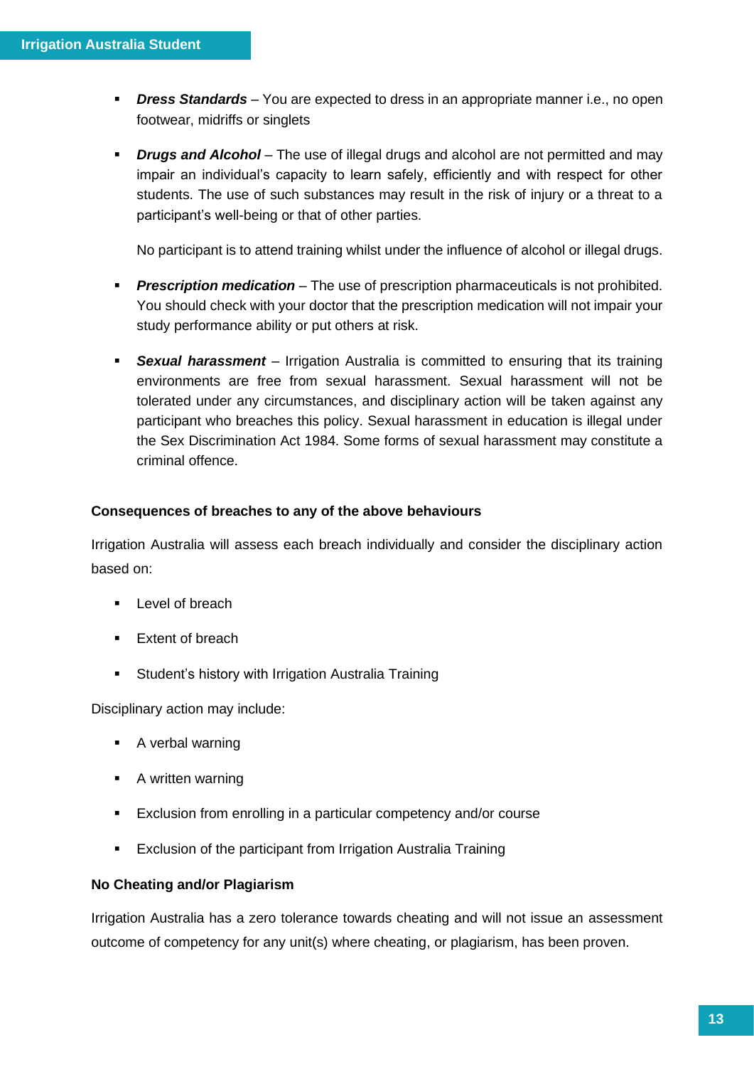- ***Dress Standards*** – You are expected to dress in an appropriate manner i.e., no open footwear, midriffs or singlets

- ***Drugs and Alcohol*** – The use of illegal drugs and alcohol are not permitted and may impair an individual's capacity to learn safely, efficiently and with respect for other students. The use of such substances may result in the risk of injury or a threat to a participant's well-being or that of other parties.

  No participant is to attend training whilst under the influence of alcohol or illegal drugs.

- ***Prescription medication*** – The use of prescription pharmaceuticals is not prohibited. You should check with your doctor that the prescription medication will not impair your study performance ability or put others at risk.

- ***Sexual harassment*** – Irrigation Australia is committed to ensuring that its training environments are free from sexual harassment. Sexual harassment will not be tolerated under any circumstances, and disciplinary action will be taken against any participant who breaches this policy. Sexual harassment in education is illegal under the Sex Discrimination Act 1984. Some forms of sexual harassment may constitute a criminal offence.

**Consequences of breaches to any of the above behaviours**

Irrigation Australia will assess each breach individually and consider the disciplinary action based on:

- Level of breach
- Extent of breach
- Student's history with Irrigation Australia Training

Disciplinary action may include:

- A verbal warning
- A written warning
- Exclusion from enrolling in a particular competency and/or course
- Exclusion of the participant from Irrigation Australia Training

**No Cheating and/or Plagiarism**

Irrigation Australia has a zero tolerance towards cheating and will not issue an assessment outcome of competency for any unit(s) where cheating, or plagiarism, has been proven.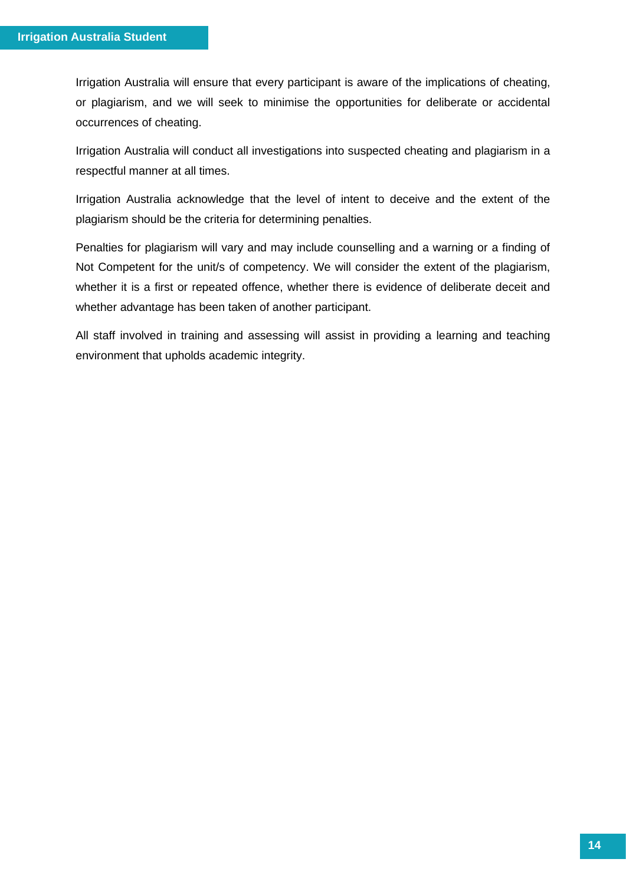Irrigation Australia will ensure that every participant is aware of the implications of cheating, or plagiarism, and we will seek to minimise the opportunities for deliberate or accidental occurrences of cheating.

Irrigation Australia will conduct all investigations into suspected cheating and plagiarism in a respectful manner at all times.

Irrigation Australia acknowledge that the level of intent to deceive and the extent of the plagiarism should be the criteria for determining penalties.

Penalties for plagiarism will vary and may include counselling and a warning or a finding of Not Competent for the unit/s of competency. We will consider the extent of the plagiarism, whether it is a first or repeated offence, whether there is evidence of deliberate deceit and whether advantage has been taken of another participant.

All staff involved in training and assessing will assist in providing a learning and teaching environment that upholds academic integrity.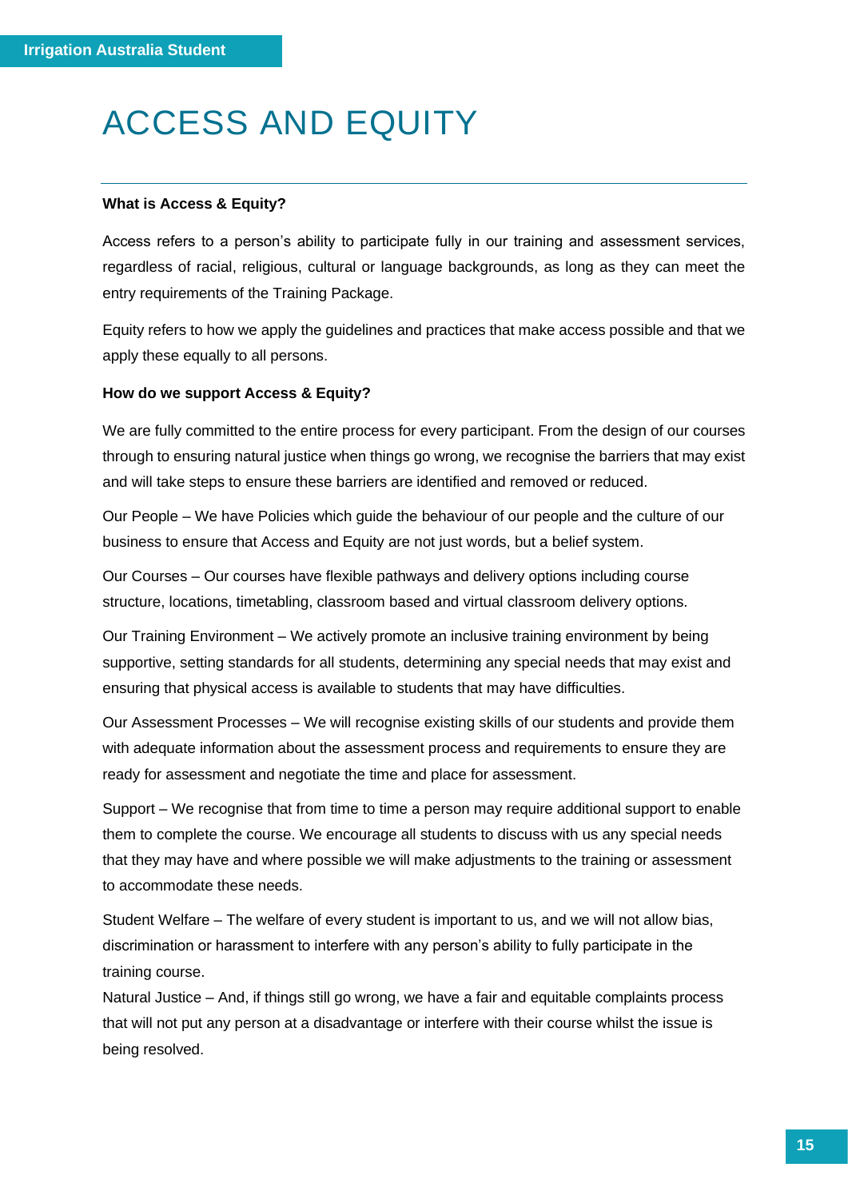# ACCESS AND EQUITY

---

**What is Access & Equity?**

Access refers to a person's ability to participate fully in our training and assessment services, regardless of racial, religious, cultural or language backgrounds, as long as they can meet the entry requirements of the Training Package.

Equity refers to how we apply the guidelines and practices that make access possible and that we apply these equally to all persons.

**How do we support Access & Equity?**

We are fully committed to the entire process for every participant. From the design of our courses through to ensuring natural justice when things go wrong, we recognise the barriers that may exist and will take steps to ensure these barriers are identified and removed or reduced.

Our People – We have Policies which guide the behaviour of our people and the culture of our business to ensure that Access and Equity are not just words, but a belief system.

Our Courses – Our courses have flexible pathways and delivery options including course structure, locations, timetabling, classroom based and virtual classroom delivery options.

Our Training Environment – We actively promote an inclusive training environment by being supportive, setting standards for all students, determining any special needs that may exist and ensuring that physical access is available to students that may have difficulties.

Our Assessment Processes – We will recognise existing skills of our students and provide them with adequate information about the assessment process and requirements to ensure they are ready for assessment and negotiate the time and place for assessment.

Support – We recognise that from time to time a person may require additional support to enable them to complete the course. We encourage all students to discuss with us any special needs that they may have and where possible we will make adjustments to the training or assessment to accommodate these needs.

Student Welfare – The welfare of every student is important to us, and we will not allow bias, discrimination or harassment to interfere with any person's ability to fully participate in the training course.

Natural Justice – And, if things still go wrong, we have a fair and equitable complaints process that will not put any person at a disadvantage or interfere with their course whilst the issue is being resolved.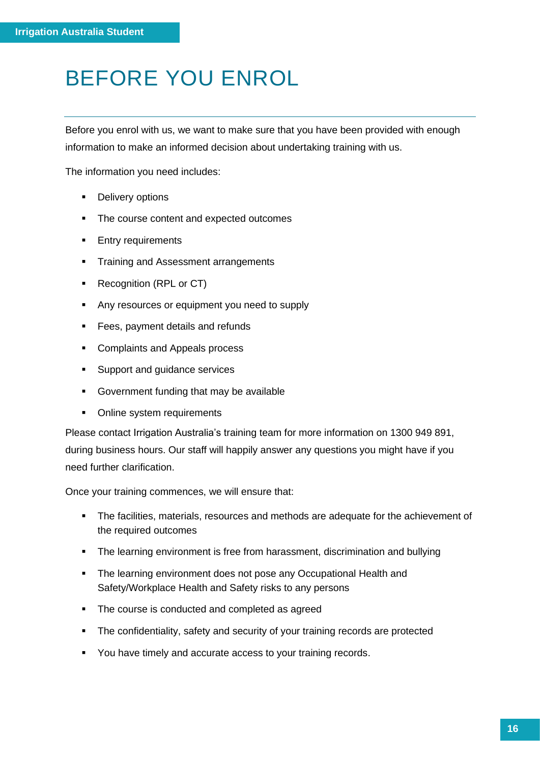# BEFORE YOU ENROL

Before you enrol with us, we want to make sure that you have been provided with enough information to make an informed decision about undertaking training with us.

The information you need includes:

- Delivery options
- The course content and expected outcomes
- Entry requirements
- Training and Assessment arrangements
- Recognition (RPL or CT)
- Any resources or equipment you need to supply
- Fees, payment details and refunds
- Complaints and Appeals process
- Support and guidance services
- Government funding that may be available
- Online system requirements

Please contact Irrigation Australia's training team for more information on 1300 949 891, during business hours. Our staff will happily answer any questions you might have if you need further clarification.

Once your training commences, we will ensure that:

- The facilities, materials, resources and methods are adequate for the achievement of the required outcomes
- The learning environment is free from harassment, discrimination and bullying
- The learning environment does not pose any Occupational Health and Safety/Workplace Health and Safety risks to any persons
- The course is conducted and completed as agreed
- The confidentiality, safety and security of your training records are protected
- You have timely and accurate access to your training records.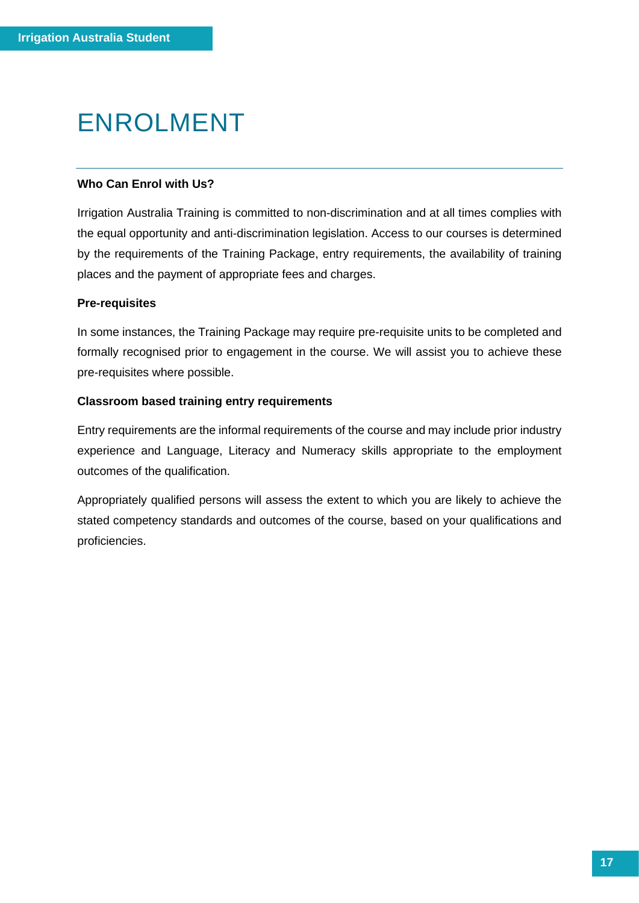# ENROLMENT

**Who Can Enrol with Us?**

Irrigation Australia Training is committed to non-discrimination and at all times complies with the equal opportunity and anti-discrimination legislation. Access to our courses is determined by the requirements of the Training Package, entry requirements, the availability of training places and the payment of appropriate fees and charges.

**Pre-requisites**

In some instances, the Training Package may require pre-requisite units to be completed and formally recognised prior to engagement in the course. We will assist you to achieve these pre-requisites where possible.

**Classroom based training entry requirements**

Entry requirements are the informal requirements of the course and may include prior industry experience and Language, Literacy and Numeracy skills appropriate to the employment outcomes of the qualification.

Appropriately qualified persons will assess the extent to which you are likely to achieve the stated competency standards and outcomes of the course, based on your qualifications and proficiencies.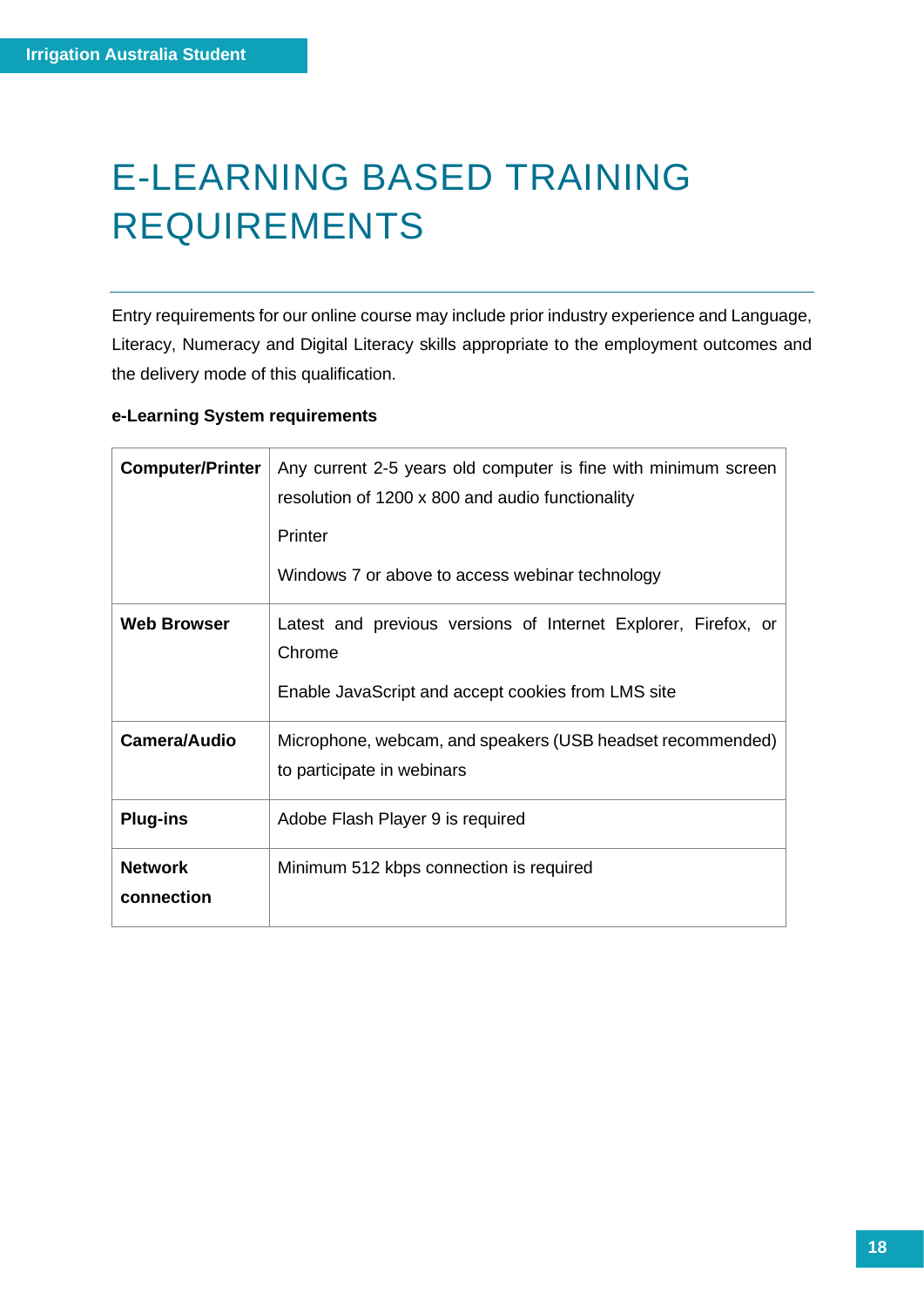# E-LEARNING BASED TRAINING REQUIREMENTS

Entry requirements for our online course may include prior industry experience and Language, Literacy, Numeracy and Digital Literacy skills appropriate to the employment outcomes and the delivery mode of this qualification.

**e-Learning System requirements**

| | |
|---|---|
| **Computer/Printer** | Any current 2-5 years old computer is fine with minimum screen resolution of 1200 x 800 and audio functionality<br><br>Printer<br><br>Windows 7 or above to access webinar technology |
| **Web Browser** | Latest and previous versions of Internet Explorer, Firefox, or Chrome<br><br>Enable JavaScript and accept cookies from LMS site |
| **Camera/Audio** | Microphone, webcam, and speakers (USB headset recommended) to participate in webinars |
| **Plug-ins** | Adobe Flash Player 9 is required |
| **Network connection** | Minimum 512 kbps connection is required |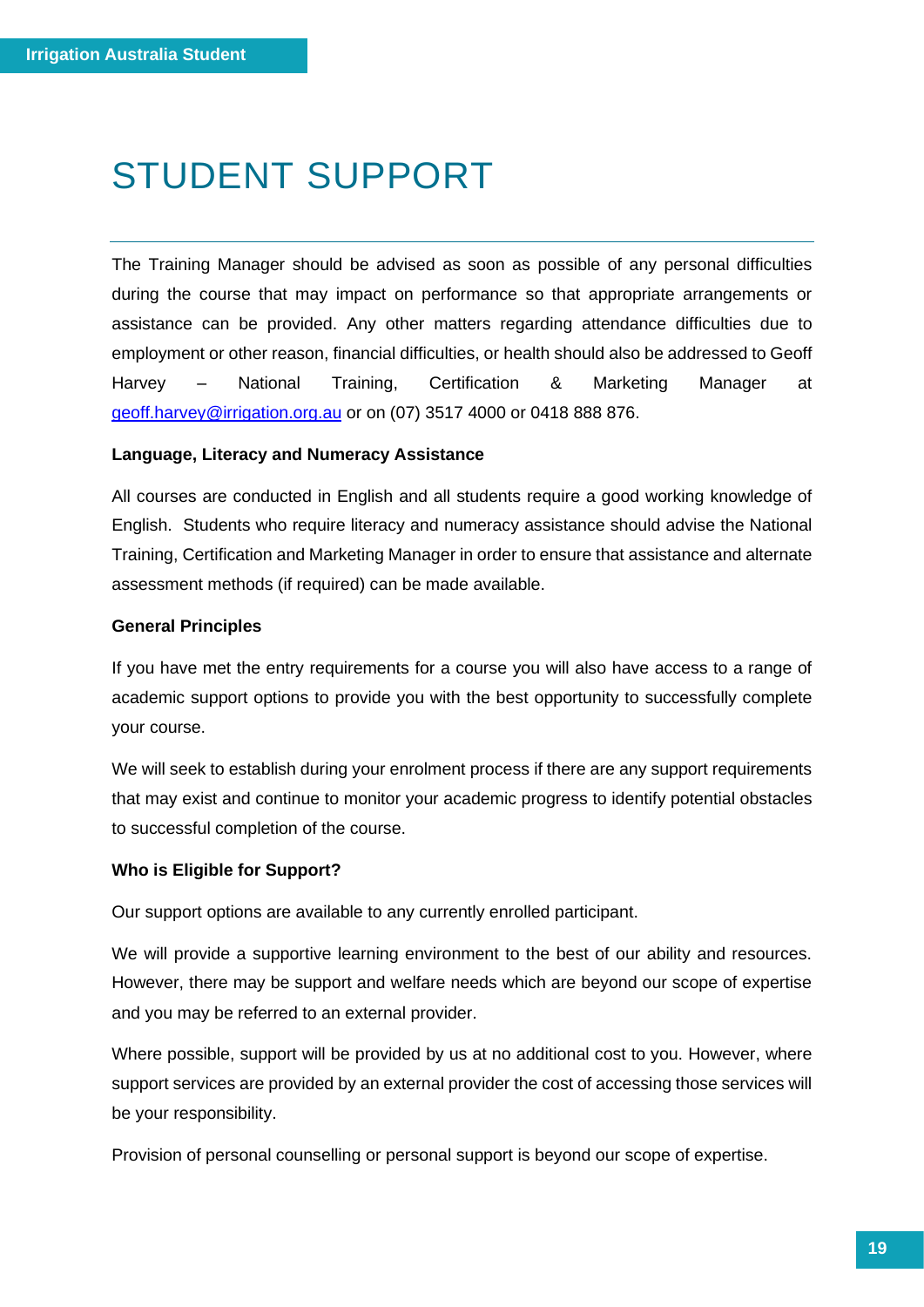# STUDENT SUPPORT

The Training Manager should be advised as soon as possible of any personal difficulties during the course that may impact on performance so that appropriate arrangements or assistance can be provided. Any other matters regarding attendance difficulties due to employment or other reason, financial difficulties, or health should also be addressed to Geoff Harvey – National Training, Certification & Marketing Manager at geoff.harvey@irrigation.org.au or on (07) 3517 4000 or 0418 888 876.

**Language, Literacy and Numeracy Assistance**

All courses are conducted in English and all students require a good working knowledge of English. Students who require literacy and numeracy assistance should advise the National Training, Certification and Marketing Manager in order to ensure that assistance and alternate assessment methods (if required) can be made available.

**General Principles**

If you have met the entry requirements for a course you will also have access to a range of academic support options to provide you with the best opportunity to successfully complete your course.

We will seek to establish during your enrolment process if there are any support requirements that may exist and continue to monitor your academic progress to identify potential obstacles to successful completion of the course.

**Who is Eligible for Support?**

Our support options are available to any currently enrolled participant.

We will provide a supportive learning environment to the best of our ability and resources. However, there may be support and welfare needs which are beyond our scope of expertise and you may be referred to an external provider.

Where possible, support will be provided by us at no additional cost to you. However, where support services are provided by an external provider the cost of accessing those services will be your responsibility.

Provision of personal counselling or personal support is beyond our scope of expertise.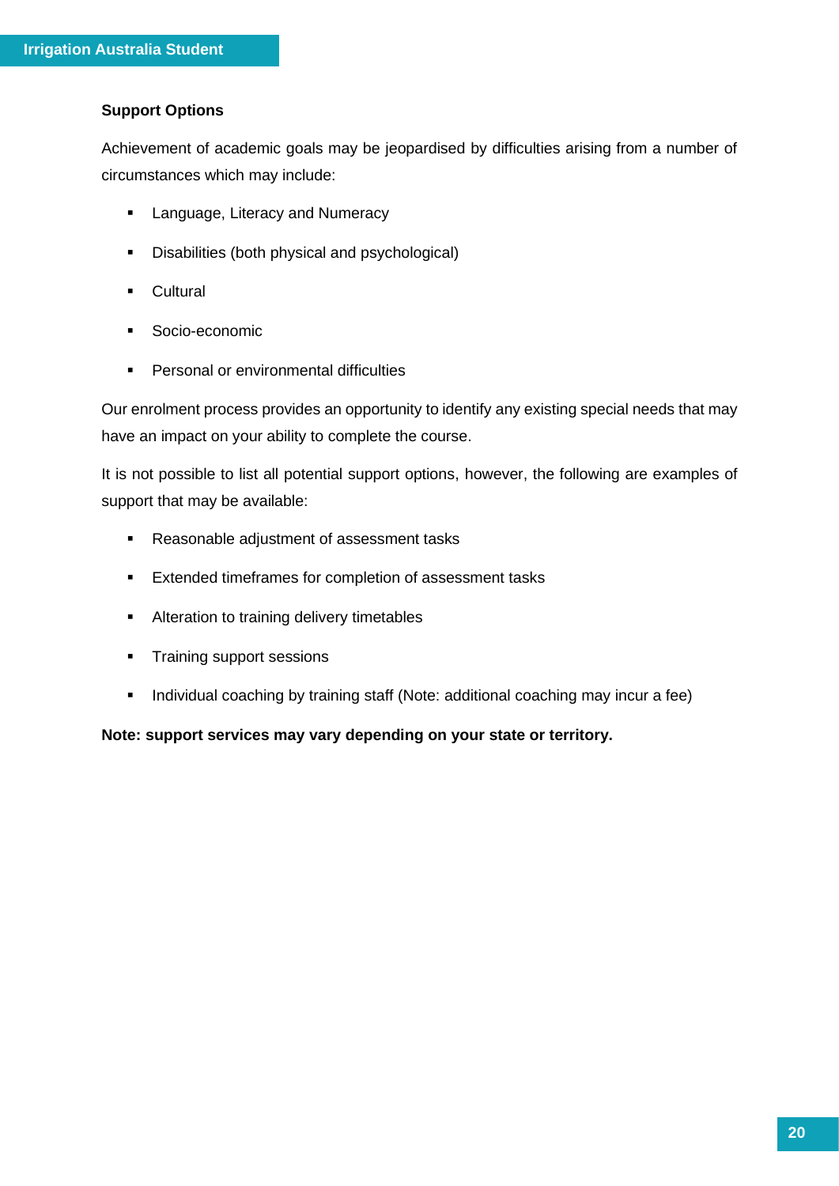### Support Options

Achievement of academic goals may be jeopardised by difficulties arising from a number of circumstances which may include:

- Language, Literacy and Numeracy
- Disabilities (both physical and psychological)
- Cultural
- Socio-economic
- Personal or environmental difficulties

Our enrolment process provides an opportunity to identify any existing special needs that may have an impact on your ability to complete the course.

It is not possible to list all potential support options, however, the following are examples of support that may be available:

- Reasonable adjustment of assessment tasks
- Extended timeframes for completion of assessment tasks
- Alteration to training delivery timetables
- Training support sessions
- Individual coaching by training staff (Note: additional coaching may incur a fee)

**Note: support services may vary depending on your state or territory.**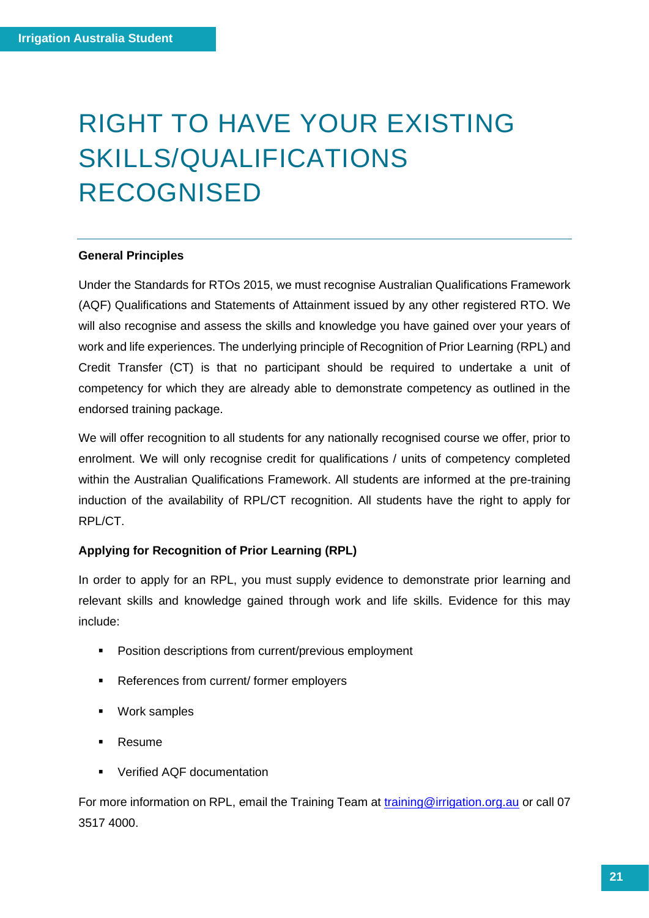# RIGHT TO HAVE YOUR EXISTING SKILLS/QUALIFICATIONS RECOGNISED

**General Principles**

Under the Standards for RTOs 2015, we must recognise Australian Qualifications Framework (AQF) Qualifications and Statements of Attainment issued by any other registered RTO. We will also recognise and assess the skills and knowledge you have gained over your years of work and life experiences. The underlying principle of Recognition of Prior Learning (RPL) and Credit Transfer (CT) is that no participant should be required to undertake a unit of competency for which they are already able to demonstrate competency as outlined in the endorsed training package.

We will offer recognition to all students for any nationally recognised course we offer, prior to enrolment. We will only recognise credit for qualifications / units of competency completed within the Australian Qualifications Framework. All students are informed at the pre-training induction of the availability of RPL/CT recognition. All students have the right to apply for RPL/CT.

**Applying for Recognition of Prior Learning (RPL)**

In order to apply for an RPL, you must supply evidence to demonstrate prior learning and relevant skills and knowledge gained through work and life skills. Evidence for this may include:

- Position descriptions from current/previous employment
- References from current/ former employers
- Work samples
- Resume
- Verified AQF documentation

For more information on RPL, email the Training Team at training@irrigation.org.au or call 07 3517 4000.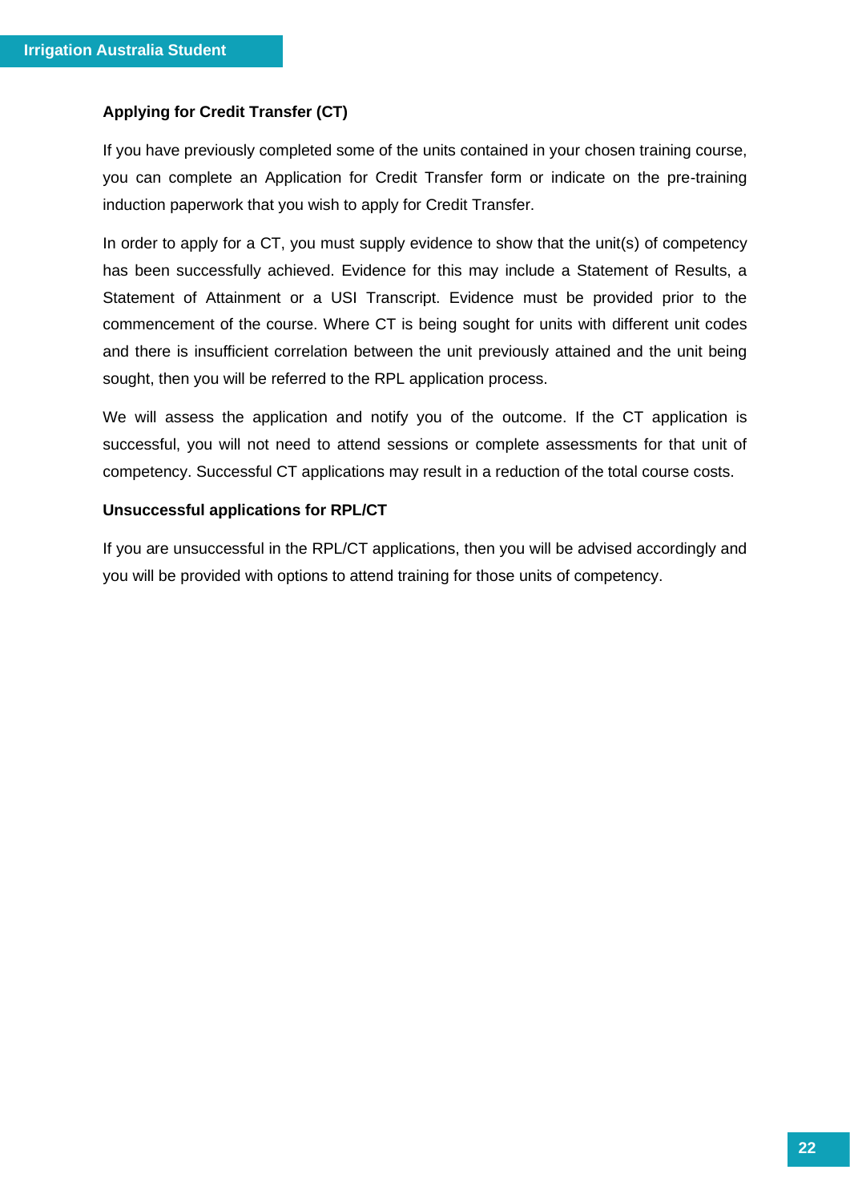### Applying for Credit Transfer (CT)

If you have previously completed some of the units contained in your chosen training course, you can complete an Application for Credit Transfer form or indicate on the pre-training induction paperwork that you wish to apply for Credit Transfer.

In order to apply for a CT, you must supply evidence to show that the unit(s) of competency has been successfully achieved. Evidence for this may include a Statement of Results, a Statement of Attainment or a USI Transcript. Evidence must be provided prior to the commencement of the course. Where CT is being sought for units with different unit codes and there is insufficient correlation between the unit previously attained and the unit being sought, then you will be referred to the RPL application process.

We will assess the application and notify you of the outcome. If the CT application is successful, you will not need to attend sessions or complete assessments for that unit of competency. Successful CT applications may result in a reduction of the total course costs.

### Unsuccessful applications for RPL/CT

If you are unsuccessful in the RPL/CT applications, then you will be advised accordingly and you will be provided with options to attend training for those units of competency.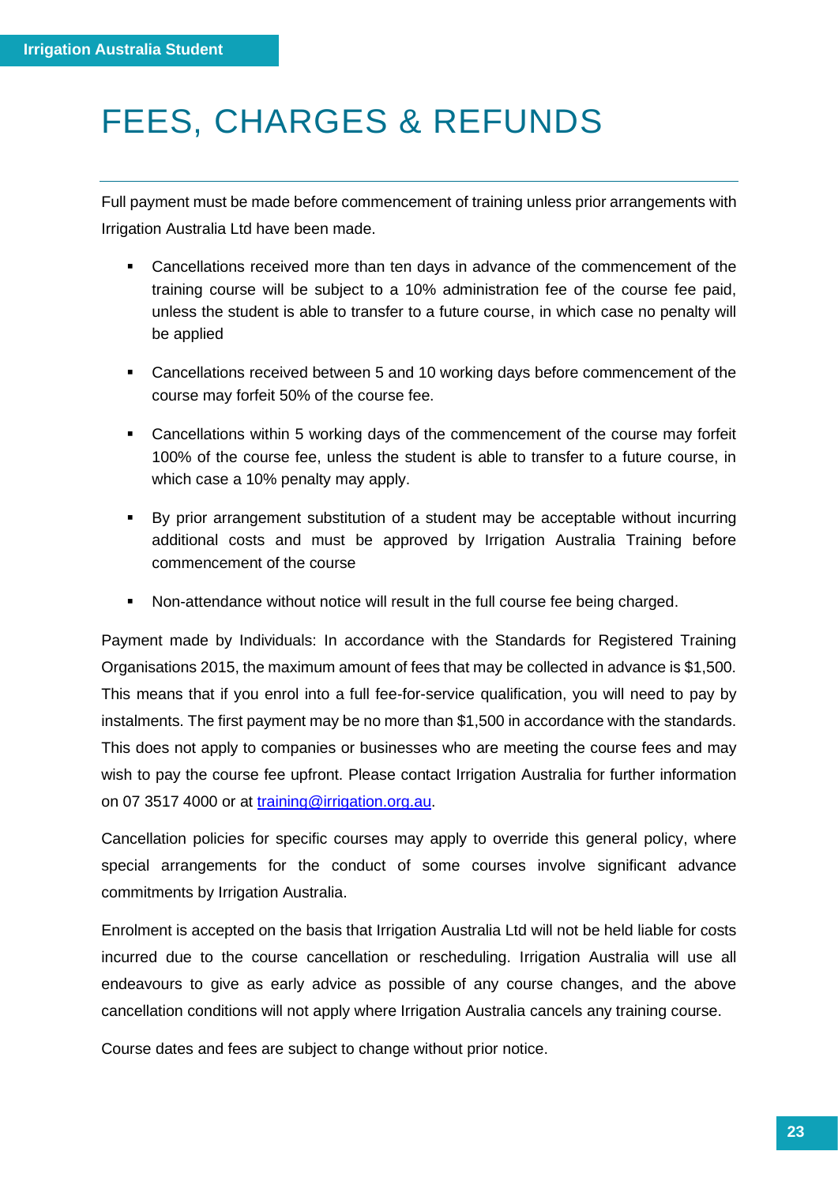# FEES, CHARGES & REFUNDS

Full payment must be made before commencement of training unless prior arrangements with Irrigation Australia Ltd have been made.

- Cancellations received more than ten days in advance of the commencement of the training course will be subject to a 10% administration fee of the course fee paid, unless the student is able to transfer to a future course, in which case no penalty will be applied
- Cancellations received between 5 and 10 working days before commencement of the course may forfeit 50% of the course fee.
- Cancellations within 5 working days of the commencement of the course may forfeit 100% of the course fee, unless the student is able to transfer to a future course, in which case a 10% penalty may apply.
- By prior arrangement substitution of a student may be acceptable without incurring additional costs and must be approved by Irrigation Australia Training before commencement of the course
- Non-attendance without notice will result in the full course fee being charged.

Payment made by Individuals: In accordance with the Standards for Registered Training Organisations 2015, the maximum amount of fees that may be collected in advance is $1,500. This means that if you enrol into a full fee-for-service qualification, you will need to pay by instalments. The first payment may be no more than $1,500 in accordance with the standards. This does not apply to companies or businesses who are meeting the course fees and may wish to pay the course fee upfront. Please contact Irrigation Australia for further information on 07 3517 4000 or at [training@irrigation.org.au](mailto:training@irrigation.org.au).

Cancellation policies for specific courses may apply to override this general policy, where special arrangements for the conduct of some courses involve significant advance commitments by Irrigation Australia.

Enrolment is accepted on the basis that Irrigation Australia Ltd will not be held liable for costs incurred due to the course cancellation or rescheduling. Irrigation Australia will use all endeavours to give as early advice as possible of any course changes, and the above cancellation conditions will not apply where Irrigation Australia cancels any training course.

Course dates and fees are subject to change without prior notice.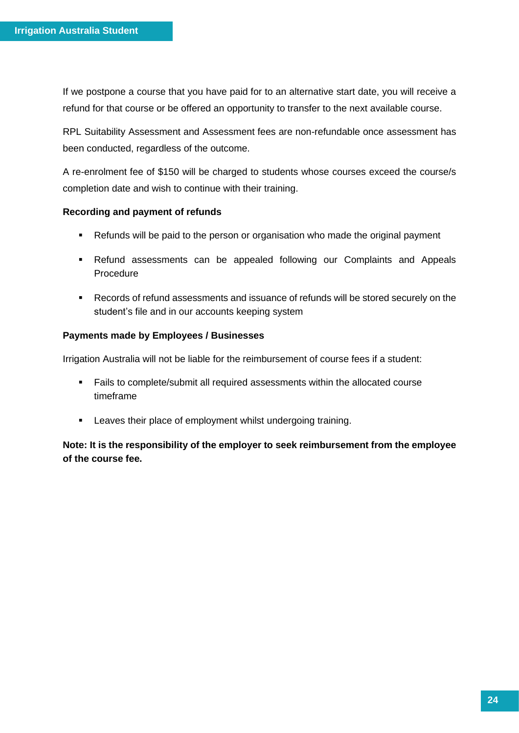If we postpone a course that you have paid for to an alternative start date, you will receive a refund for that course or be offered an opportunity to transfer to the next available course.

RPL Suitability Assessment and Assessment fees are non-refundable once assessment has been conducted, regardless of the outcome.

A re-enrolment fee of $150 will be charged to students whose courses exceed the course/s completion date and wish to continue with their training.

**Recording and payment of refunds**

- Refunds will be paid to the person or organisation who made the original payment
- Refund assessments can be appealed following our Complaints and Appeals Procedure
- Records of refund assessments and issuance of refunds will be stored securely on the student's file and in our accounts keeping system

**Payments made by Employees / Businesses**

Irrigation Australia will not be liable for the reimbursement of course fees if a student:

- Fails to complete/submit all required assessments within the allocated course timeframe
- Leaves their place of employment whilst undergoing training.

**Note: It is the responsibility of the employer to seek reimbursement from the employee of the course fee.**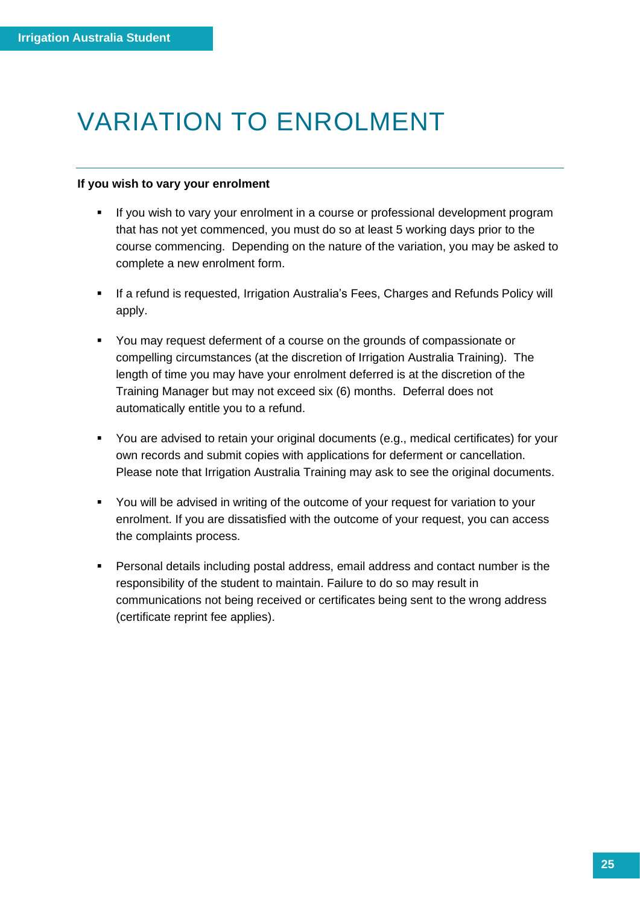# VARIATION TO ENROLMENT

**If you wish to vary your enrolment**

- If you wish to vary your enrolment in a course or professional development program that has not yet commenced, you must do so at least 5 working days prior to the course commencing. Depending on the nature of the variation, you may be asked to complete a new enrolment form.

- If a refund is requested, Irrigation Australia's Fees, Charges and Refunds Policy will apply.

- You may request deferment of a course on the grounds of compassionate or compelling circumstances (at the discretion of Irrigation Australia Training). The length of time you may have your enrolment deferred is at the discretion of the Training Manager but may not exceed six (6) months. Deferral does not automatically entitle you to a refund.

- You are advised to retain your original documents (e.g., medical certificates) for your own records and submit copies with applications for deferment or cancellation. Please note that Irrigation Australia Training may ask to see the original documents.

- You will be advised in writing of the outcome of your request for variation to your enrolment. If you are dissatisfied with the outcome of your request, you can access the complaints process.

- Personal details including postal address, email address and contact number is the responsibility of the student to maintain. Failure to do so may result in communications not being received or certificates being sent to the wrong address (certificate reprint fee applies).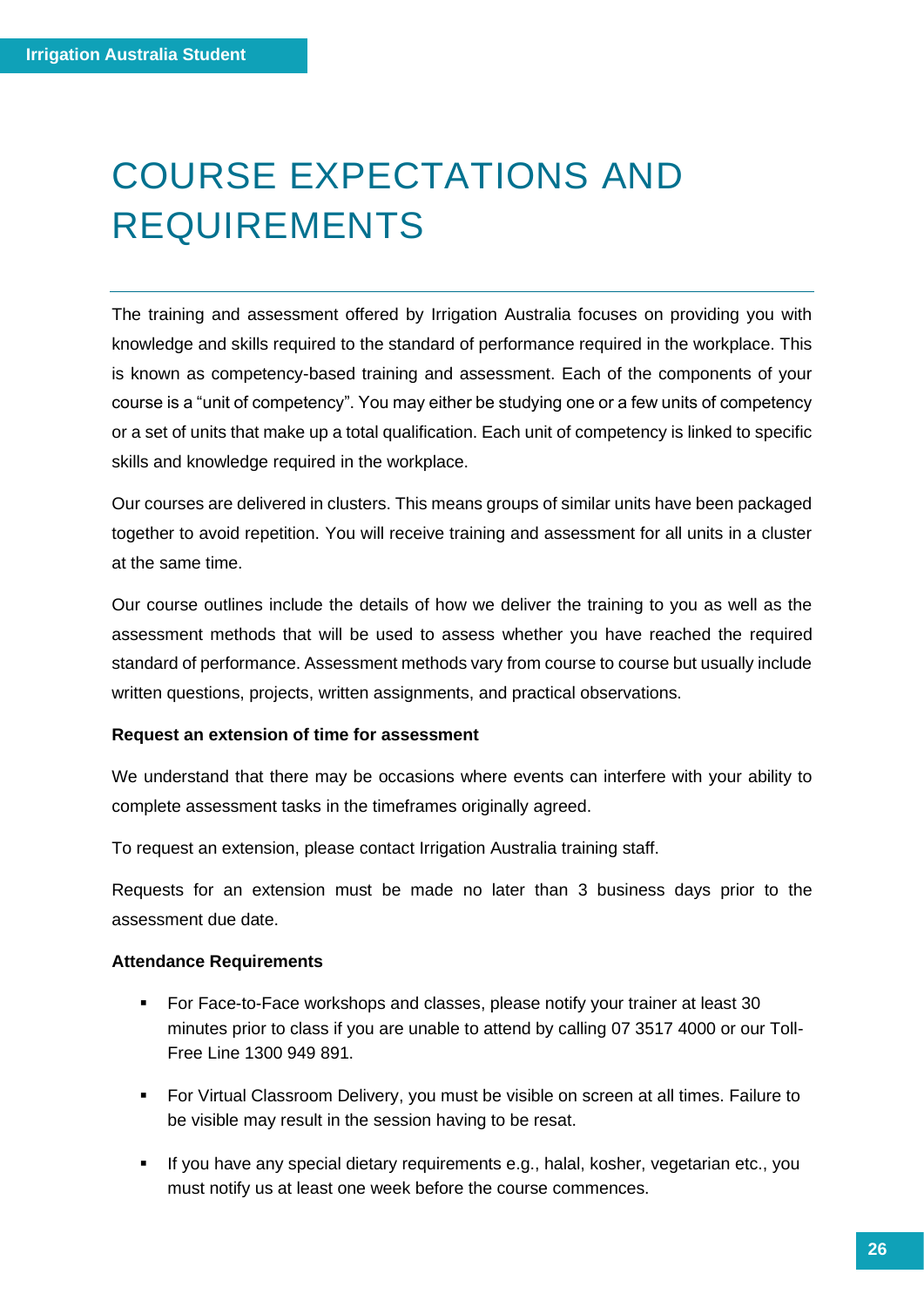# COURSE EXPECTATIONS AND REQUIREMENTS

The training and assessment offered by Irrigation Australia focuses on providing you with knowledge and skills required to the standard of performance required in the workplace. This is known as competency-based training and assessment. Each of the components of your course is a "unit of competency". You may either be studying one or a few units of competency or a set of units that make up a total qualification. Each unit of competency is linked to specific skills and knowledge required in the workplace.

Our courses are delivered in clusters. This means groups of similar units have been packaged together to avoid repetition. You will receive training and assessment for all units in a cluster at the same time.

Our course outlines include the details of how we deliver the training to you as well as the assessment methods that will be used to assess whether you have reached the required standard of performance. Assessment methods vary from course to course but usually include written questions, projects, written assignments, and practical observations.

**Request an extension of time for assessment**

We understand that there may be occasions where events can interfere with your ability to complete assessment tasks in the timeframes originally agreed.

To request an extension, please contact Irrigation Australia training staff.

Requests for an extension must be made no later than 3 business days prior to the assessment due date.

**Attendance Requirements**

- For Face-to-Face workshops and classes, please notify your trainer at least 30 minutes prior to class if you are unable to attend by calling 07 3517 4000 or our Toll-Free Line 1300 949 891.
- For Virtual Classroom Delivery, you must be visible on screen at all times. Failure to be visible may result in the session having to be resat.
- If you have any special dietary requirements e.g., halal, kosher, vegetarian etc., you must notify us at least one week before the course commences.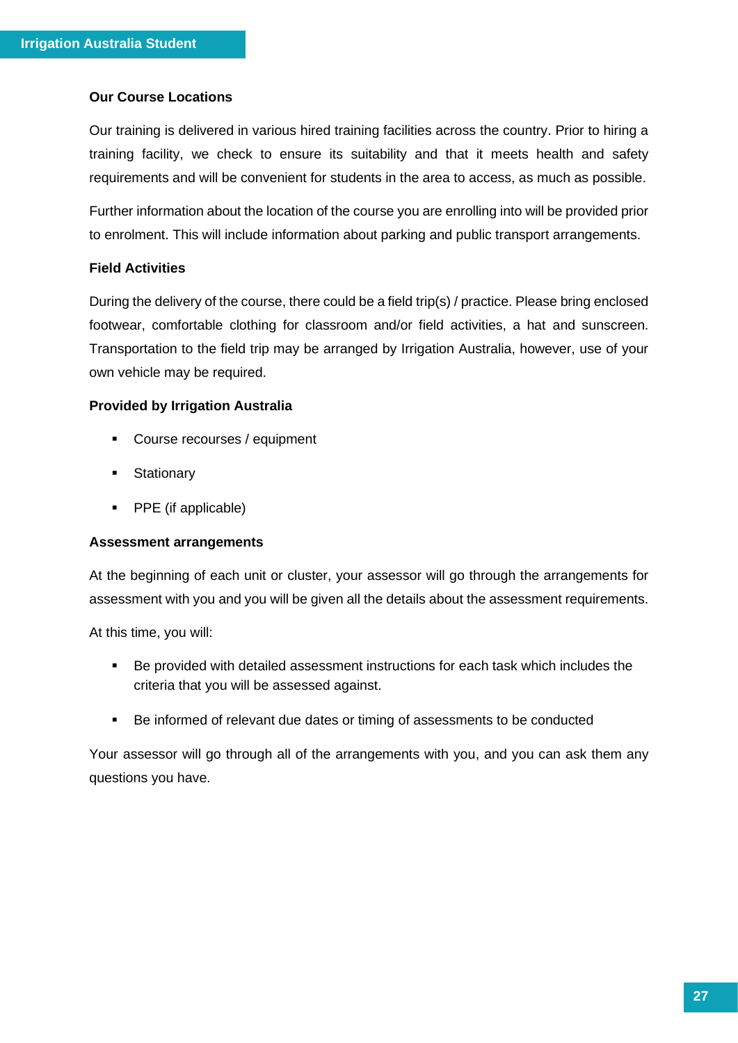### Our Course Locations

Our training is delivered in various hired training facilities across the country. Prior to hiring a training facility, we check to ensure its suitability and that it meets health and safety requirements and will be convenient for students in the area to access, as much as possible.

Further information about the location of the course you are enrolling into will be provided prior to enrolment. This will include information about parking and public transport arrangements.

### Field Activities

During the delivery of the course, there could be a field trip(s) / practice. Please bring enclosed footwear, comfortable clothing for classroom and/or field activities, a hat and sunscreen. Transportation to the field trip may be arranged by Irrigation Australia, however, use of your own vehicle may be required.

### Provided by Irrigation Australia

- Course recourses / equipment
- Stationary
- PPE (if applicable)

### Assessment arrangements

At the beginning of each unit or cluster, your assessor will go through the arrangements for assessment with you and you will be given all the details about the assessment requirements.

At this time, you will:

- Be provided with detailed assessment instructions for each task which includes the criteria that you will be assessed against.
- Be informed of relevant due dates or timing of assessments to be conducted

Your assessor will go through all of the arrangements with you, and you can ask them any questions you have.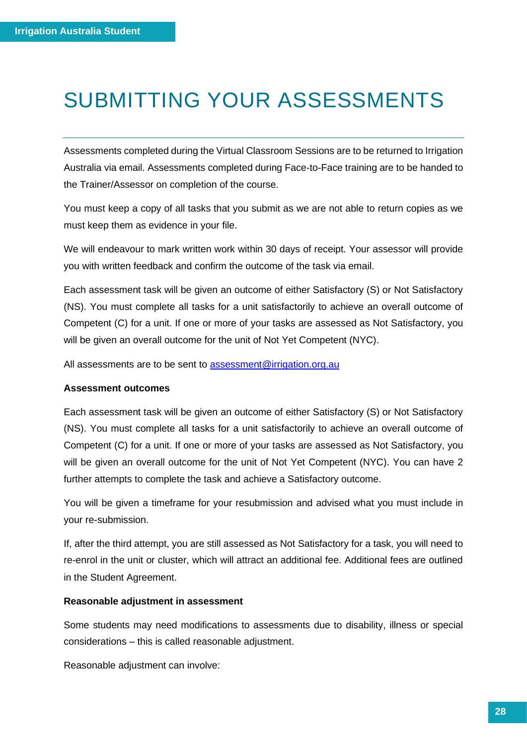# SUBMITTING YOUR ASSESSMENTS

Assessments completed during the Virtual Classroom Sessions are to be returned to Irrigation Australia via email. Assessments completed during Face-to-Face training are to be handed to the Trainer/Assessor on completion of the course.

You must keep a copy of all tasks that you submit as we are not able to return copies as we must keep them as evidence in your file.

We will endeavour to mark written work within 30 days of receipt. Your assessor will provide you with written feedback and confirm the outcome of the task via email.

Each assessment task will be given an outcome of either Satisfactory (S) or Not Satisfactory (NS). You must complete all tasks for a unit satisfactorily to achieve an overall outcome of Competent (C) for a unit. If one or more of your tasks are assessed as Not Satisfactory, you will be given an overall outcome for the unit of Not Yet Competent (NYC).

All assessments are to be sent to [assessment@irrigation.org.au](mailto:assessment@irrigation.org.au)

**Assessment outcomes**

Each assessment task will be given an outcome of either Satisfactory (S) or Not Satisfactory (NS). You must complete all tasks for a unit satisfactorily to achieve an overall outcome of Competent (C) for a unit. If one or more of your tasks are assessed as Not Satisfactory, you will be given an overall outcome for the unit of Not Yet Competent (NYC). You can have 2 further attempts to complete the task and achieve a Satisfactory outcome.

You will be given a timeframe for your resubmission and advised what you must include in your re-submission.

If, after the third attempt, you are still assessed as Not Satisfactory for a task, you will need to re-enrol in the unit or cluster, which will attract an additional fee. Additional fees are outlined in the Student Agreement.

**Reasonable adjustment in assessment**

Some students may need modifications to assessments due to disability, illness or special considerations – this is called reasonable adjustment.

Reasonable adjustment can involve: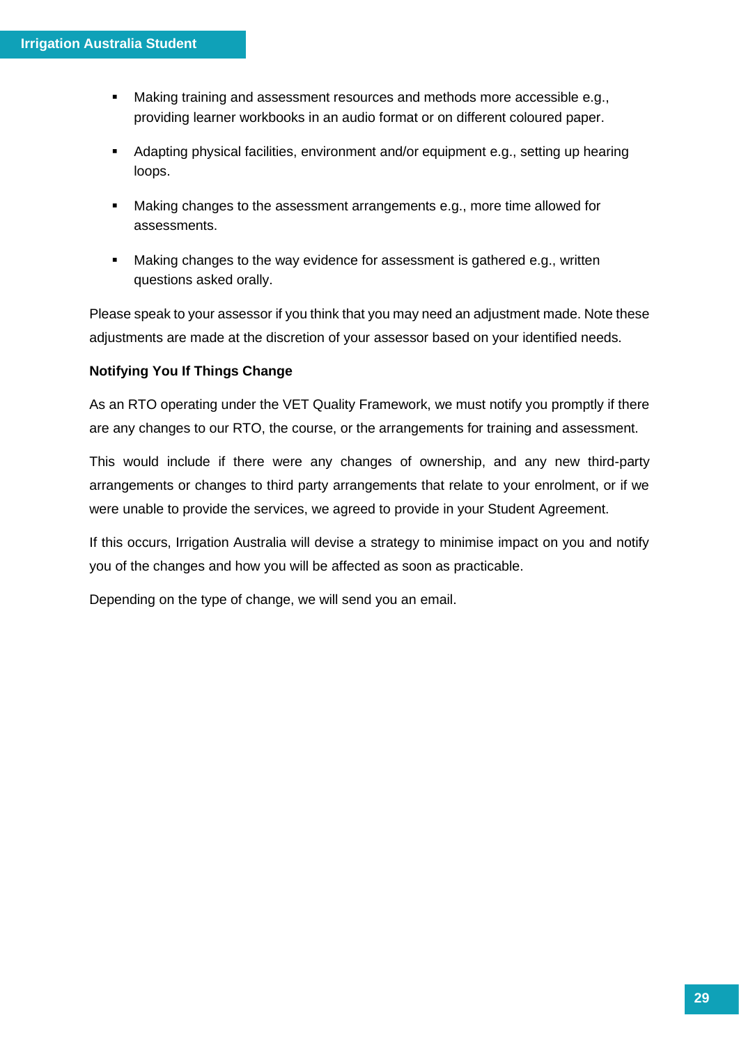- Making training and assessment resources and methods more accessible e.g., providing learner workbooks in an audio format or on different coloured paper.
- Adapting physical facilities, environment and/or equipment e.g., setting up hearing loops.
- Making changes to the assessment arrangements e.g., more time allowed for assessments.
- Making changes to the way evidence for assessment is gathered e.g., written questions asked orally.

Please speak to your assessor if you think that you may need an adjustment made. Note these adjustments are made at the discretion of your assessor based on your identified needs.

**Notifying You If Things Change**

As an RTO operating under the VET Quality Framework, we must notify you promptly if there are any changes to our RTO, the course, or the arrangements for training and assessment.

This would include if there were any changes of ownership, and any new third-party arrangements or changes to third party arrangements that relate to your enrolment, or if we were unable to provide the services, we agreed to provide in your Student Agreement.

If this occurs, Irrigation Australia will devise a strategy to minimise impact on you and notify you of the changes and how you will be affected as soon as practicable.

Depending on the type of change, we will send you an email.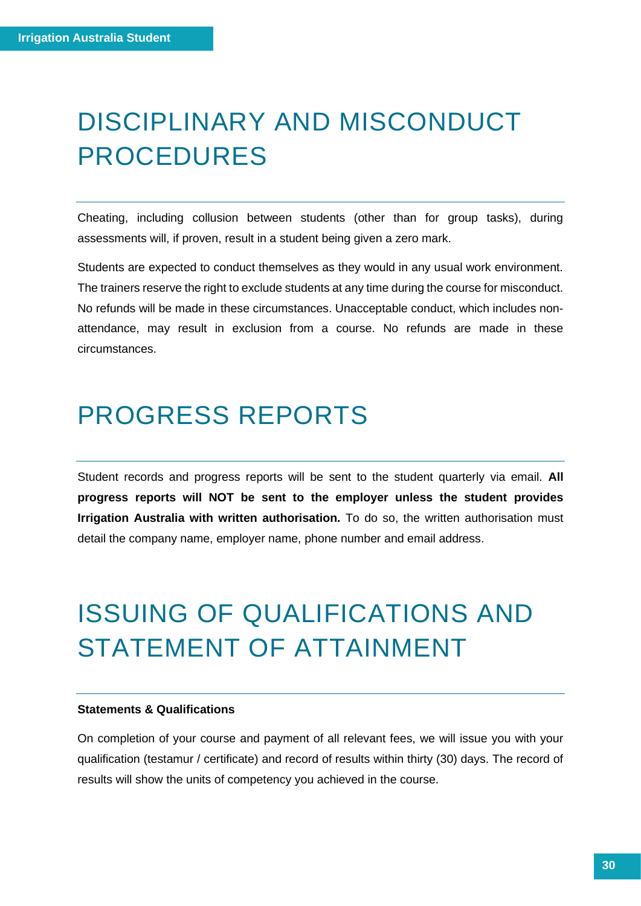# DISCIPLINARY AND MISCONDUCT PROCEDURES

Cheating, including collusion between students (other than for group tasks), during assessments will, if proven, result in a student being given a zero mark.

Students are expected to conduct themselves as they would in any usual work environment. The trainers reserve the right to exclude students at any time during the course for misconduct. No refunds will be made in these circumstances. Unacceptable conduct, which includes non-attendance, may result in exclusion from a course. No refunds are made in these circumstances.

# PROGRESS REPORTS

Student records and progress reports will be sent to the student quarterly via email. **All progress reports will NOT be sent to the employer unless the student provides Irrigation Australia with written authorisation.** To do so, the written authorisation must detail the company name, employer name, phone number and email address.

# ISSUING OF QUALIFICATIONS AND STATEMENT OF ATTAINMENT

**Statements & Qualifications**

On completion of your course and payment of all relevant fees, we will issue you with your qualification (testamur / certificate) and record of results within thirty (30) days. The record of results will show the units of competency you achieved in the course.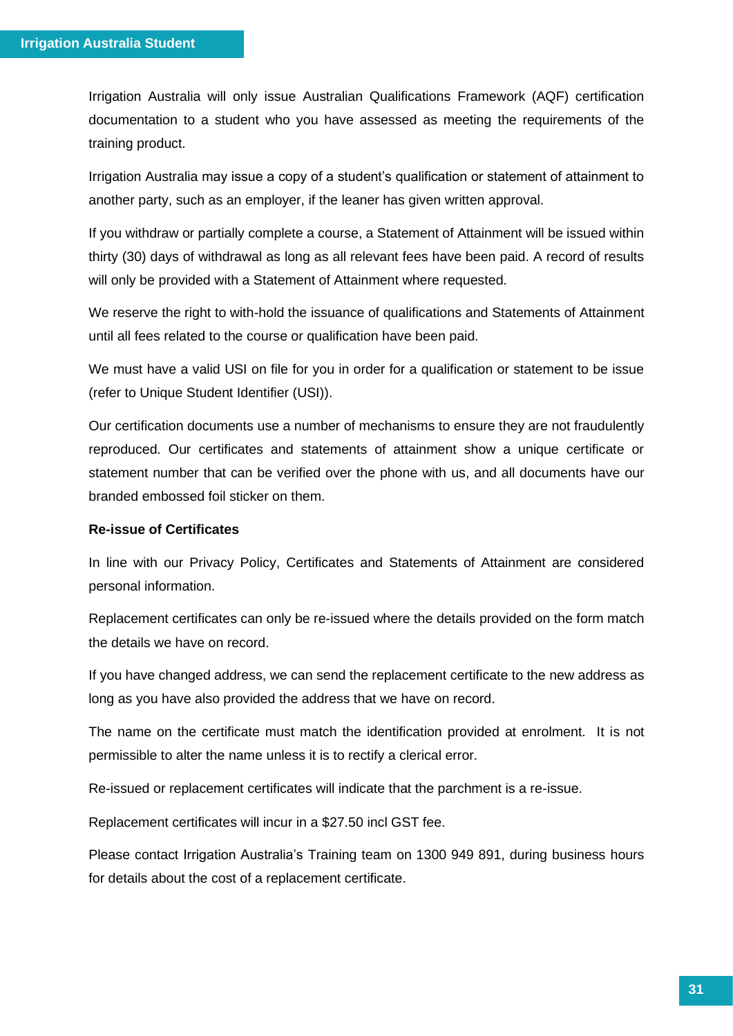Irrigation Australia will only issue Australian Qualifications Framework (AQF) certification documentation to a student who you have assessed as meeting the requirements of the training product.

Irrigation Australia may issue a copy of a student's qualification or statement of attainment to another party, such as an employer, if the leaner has given written approval.

If you withdraw or partially complete a course, a Statement of Attainment will be issued within thirty (30) days of withdrawal as long as all relevant fees have been paid. A record of results will only be provided with a Statement of Attainment where requested.

We reserve the right to with-hold the issuance of qualifications and Statements of Attainment until all fees related to the course or qualification have been paid.

We must have a valid USI on file for you in order for a qualification or statement to be issue (refer to Unique Student Identifier (USI)).

Our certification documents use a number of mechanisms to ensure they are not fraudulently reproduced. Our certificates and statements of attainment show a unique certificate or statement number that can be verified over the phone with us, and all documents have our branded embossed foil sticker on them.

**Re-issue of Certificates**

In line with our Privacy Policy, Certificates and Statements of Attainment are considered personal information.

Replacement certificates can only be re-issued where the details provided on the form match the details we have on record.

If you have changed address, we can send the replacement certificate to the new address as long as you have also provided the address that we have on record.

The name on the certificate must match the identification provided at enrolment. It is not permissible to alter the name unless it is to rectify a clerical error.

Re-issued or replacement certificates will indicate that the parchment is a re-issue.

Replacement certificates will incur in a $27.50 incl GST fee.

Please contact Irrigation Australia's Training team on 1300 949 891, during business hours for details about the cost of a replacement certificate.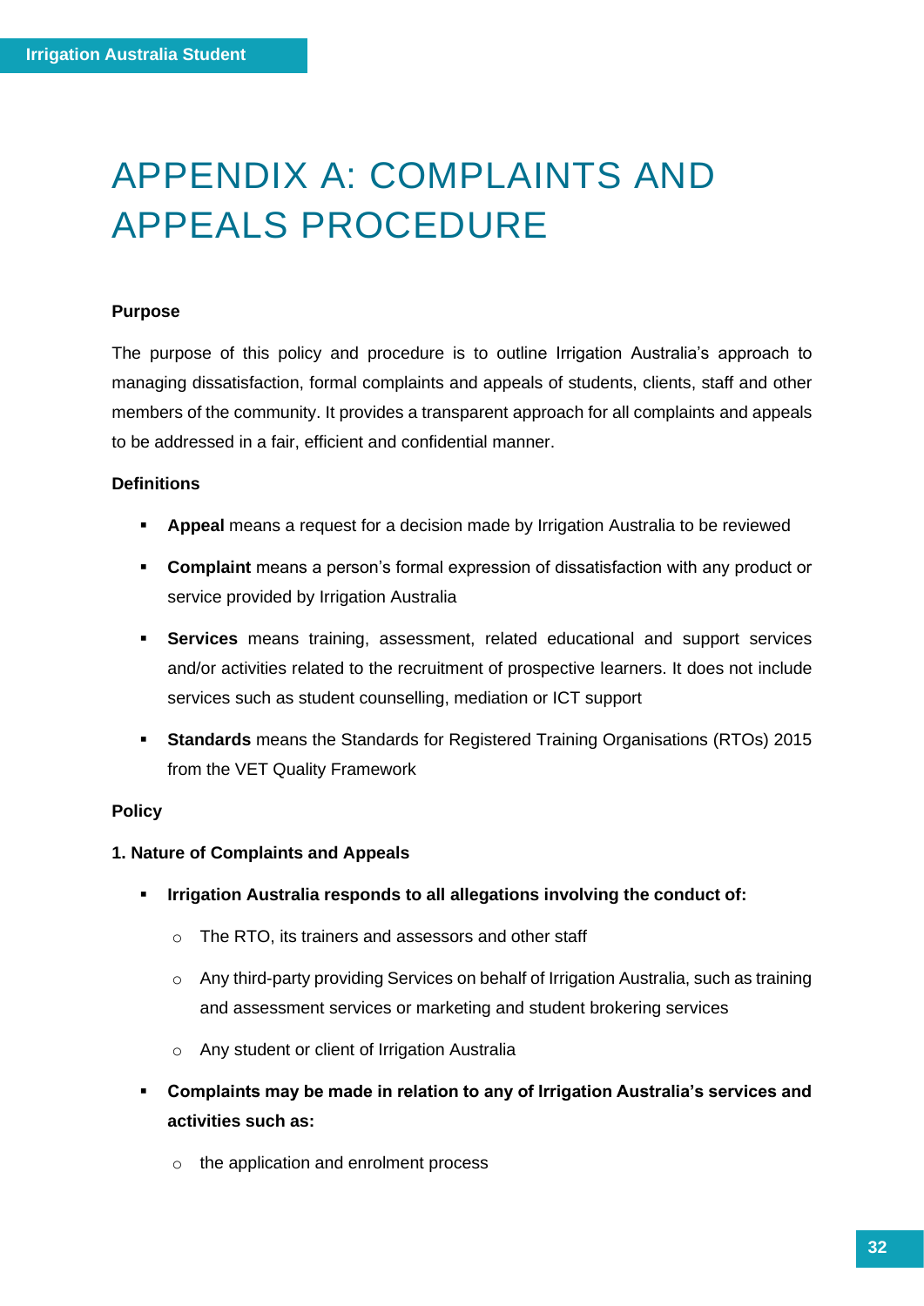# APPENDIX A: COMPLAINTS AND APPEALS PROCEDURE

**Purpose**

The purpose of this policy and procedure is to outline Irrigation Australia's approach to managing dissatisfaction, formal complaints and appeals of students, clients, staff and other members of the community. It provides a transparent approach for all complaints and appeals to be addressed in a fair, efficient and confidential manner.

**Definitions**

- **Appeal** means a request for a decision made by Irrigation Australia to be reviewed
- **Complaint** means a person's formal expression of dissatisfaction with any product or service provided by Irrigation Australia
- **Services** means training, assessment, related educational and support services and/or activities related to the recruitment of prospective learners. It does not include services such as student counselling, mediation or ICT support
- **Standards** means the Standards for Registered Training Organisations (RTOs) 2015 from the VET Quality Framework

**Policy**

**1. Nature of Complaints and Appeals**

- **Irrigation Australia responds to all allegations involving the conduct of:**
  - The RTO, its trainers and assessors and other staff
  - Any third-party providing Services on behalf of Irrigation Australia, such as training and assessment services or marketing and student brokering services
  - Any student or client of Irrigation Australia
- **Complaints may be made in relation to any of Irrigation Australia's services and activities such as:**
  - the application and enrolment process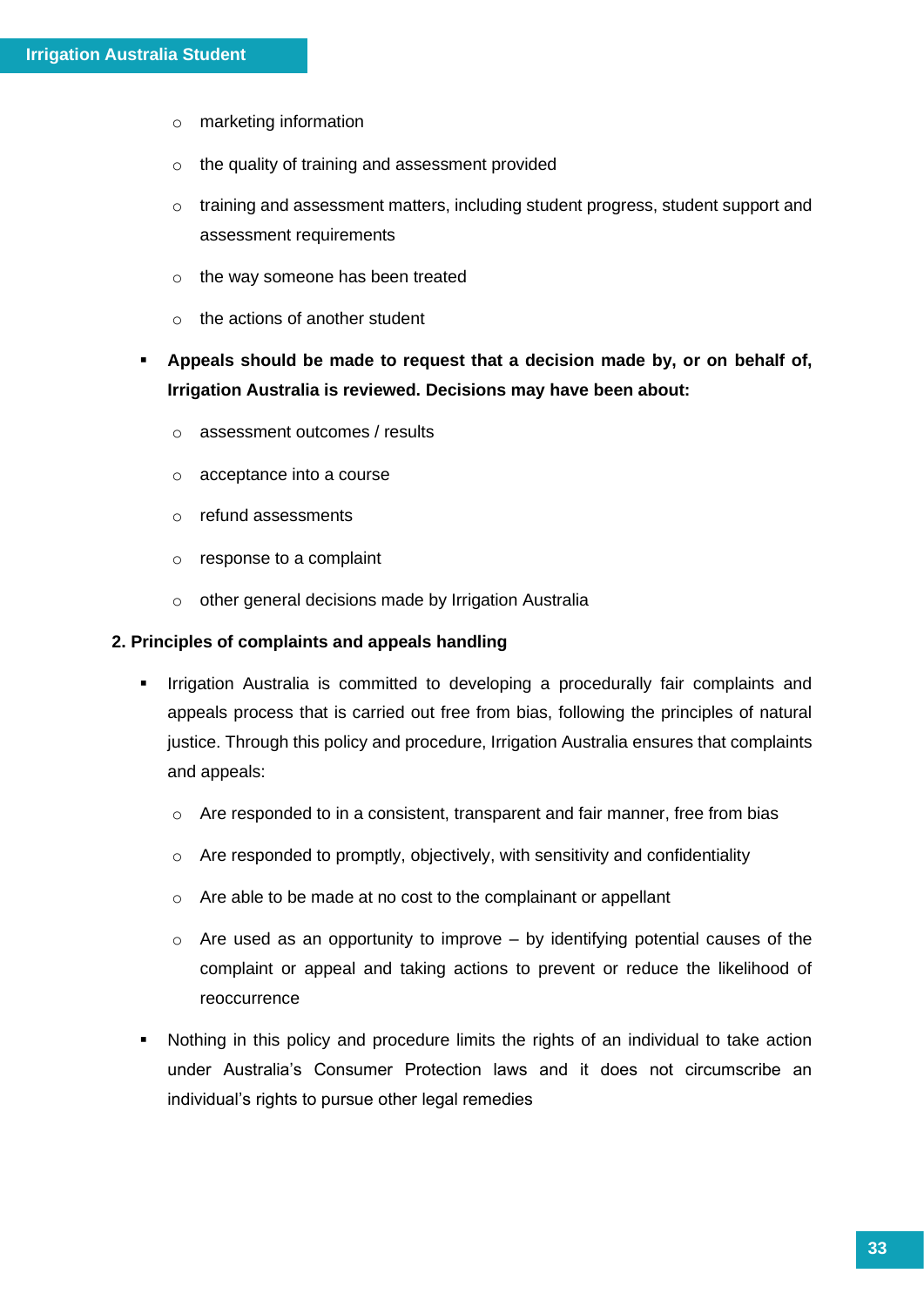- marketing information
  - the quality of training and assessment provided
  - training and assessment matters, including student progress, student support and assessment requirements
  - the way someone has been treated
  - the actions of another student
- **Appeals should be made to request that a decision made by, or on behalf of, Irrigation Australia is reviewed. Decisions may have been about:**
  - assessment outcomes / results
  - acceptance into a course
  - refund assessments
  - response to a complaint
  - other general decisions made by Irrigation Australia

**2. Principles of complaints and appeals handling**

- Irrigation Australia is committed to developing a procedurally fair complaints and appeals process that is carried out free from bias, following the principles of natural justice. Through this policy and procedure, Irrigation Australia ensures that complaints and appeals:
  - Are responded to in a consistent, transparent and fair manner, free from bias
  - Are responded to promptly, objectively, with sensitivity and confidentiality
  - Are able to be made at no cost to the complainant or appellant
  - Are used as an opportunity to improve – by identifying potential causes of the complaint or appeal and taking actions to prevent or reduce the likelihood of reoccurrence
- Nothing in this policy and procedure limits the rights of an individual to take action under Australia's Consumer Protection laws and it does not circumscribe an individual's rights to pursue other legal remedies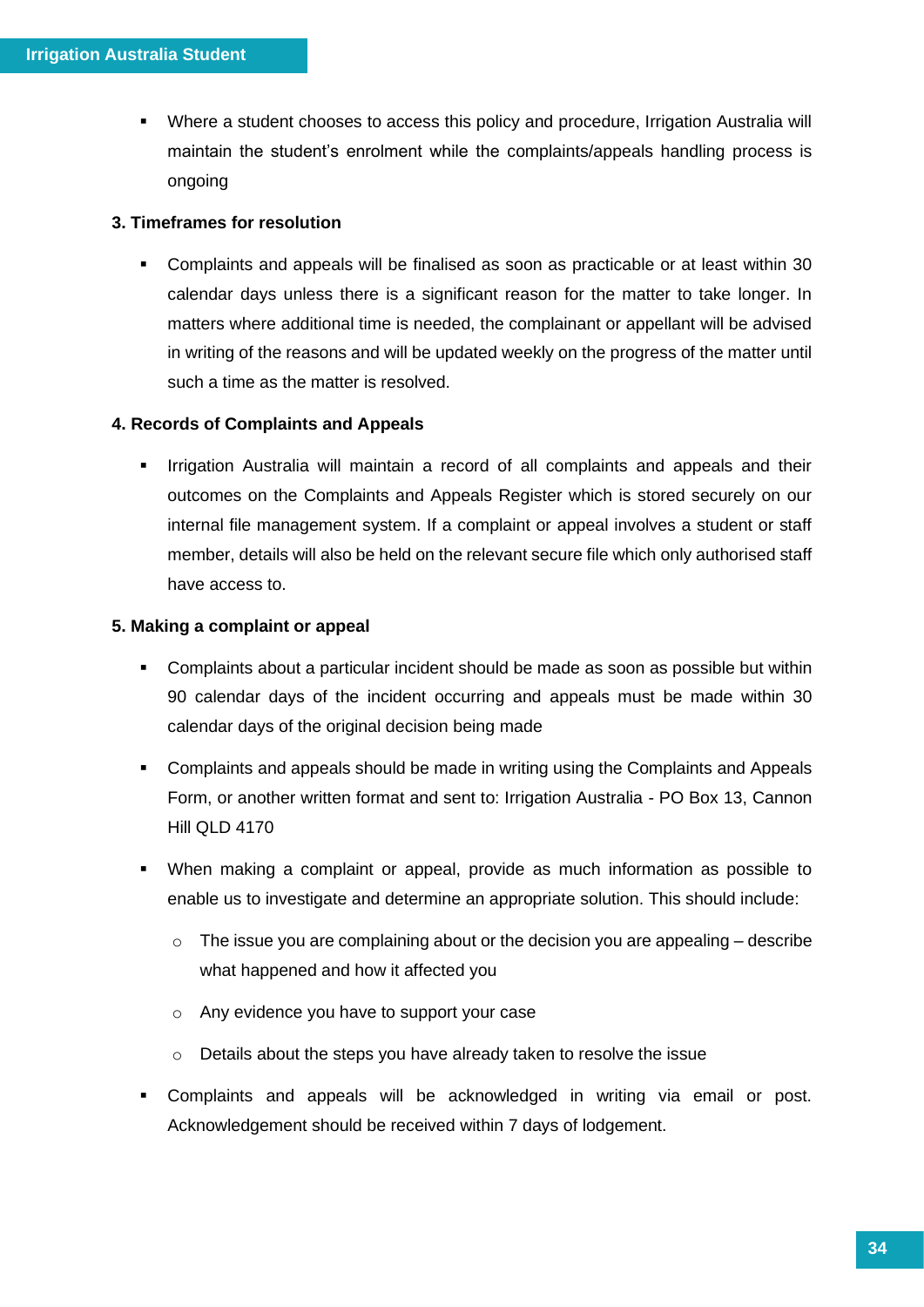- Where a student chooses to access this policy and procedure, Irrigation Australia will maintain the student's enrolment while the complaints/appeals handling process is ongoing

**3. Timeframes for resolution**

- Complaints and appeals will be finalised as soon as practicable or at least within 30 calendar days unless there is a significant reason for the matter to take longer. In matters where additional time is needed, the complainant or appellant will be advised in writing of the reasons and will be updated weekly on the progress of the matter until such a time as the matter is resolved.

**4. Records of Complaints and Appeals**

- Irrigation Australia will maintain a record of all complaints and appeals and their outcomes on the Complaints and Appeals Register which is stored securely on our internal file management system. If a complaint or appeal involves a student or staff member, details will also be held on the relevant secure file which only authorised staff have access to.

**5. Making a complaint or appeal**

- Complaints about a particular incident should be made as soon as possible but within 90 calendar days of the incident occurring and appeals must be made within 30 calendar days of the original decision being made
- Complaints and appeals should be made in writing using the Complaints and Appeals Form, or another written format and sent to: Irrigation Australia - PO Box 13, Cannon Hill QLD 4170
- When making a complaint or appeal, provide as much information as possible to enable us to investigate and determine an appropriate solution. This should include:
  - The issue you are complaining about or the decision you are appealing – describe what happened and how it affected you
  - Any evidence you have to support your case
  - Details about the steps you have already taken to resolve the issue
- Complaints and appeals will be acknowledged in writing via email or post. Acknowledgement should be received within 7 days of lodgement.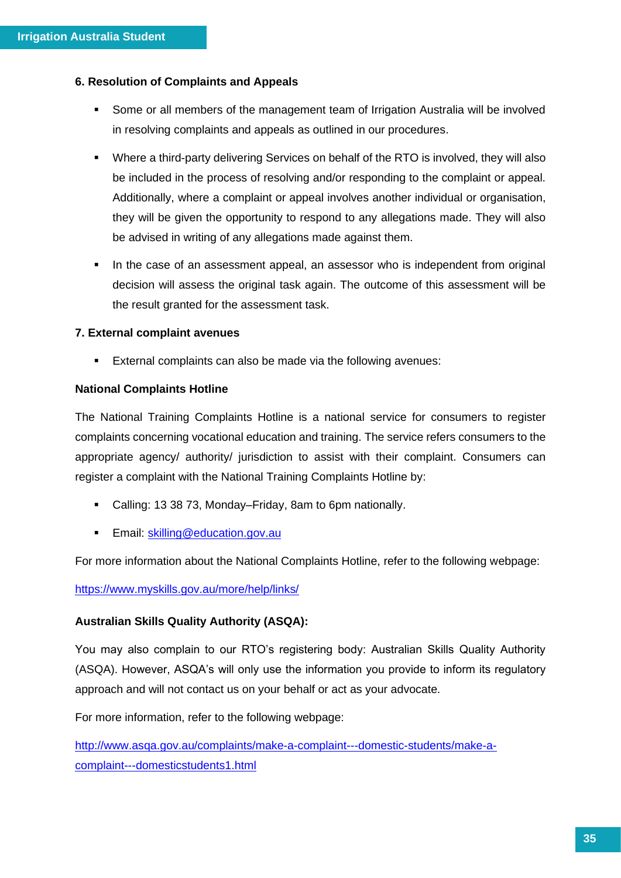**6. Resolution of Complaints and Appeals**

- Some or all members of the management team of Irrigation Australia will be involved in resolving complaints and appeals as outlined in our procedures.
- Where a third-party delivering Services on behalf of the RTO is involved, they will also be included in the process of resolving and/or responding to the complaint or appeal. Additionally, where a complaint or appeal involves another individual or organisation, they will be given the opportunity to respond to any allegations made. They will also be advised in writing of any allegations made against them.
- In the case of an assessment appeal, an assessor who is independent from original decision will assess the original task again. The outcome of this assessment will be the result granted for the assessment task.

**7. External complaint avenues**

- External complaints can also be made via the following avenues:

**National Complaints Hotline**

The National Training Complaints Hotline is a national service for consumers to register complaints concerning vocational education and training. The service refers consumers to the appropriate agency/ authority/ jurisdiction to assist with their complaint. Consumers can register a complaint with the National Training Complaints Hotline by:

- Calling: 13 38 73, Monday–Friday, 8am to 6pm nationally.
- Email: skilling@education.gov.au

For more information about the National Complaints Hotline, refer to the following webpage:

https://www.myskills.gov.au/more/help/links/

**Australian Skills Quality Authority (ASQA):**

You may also complain to our RTO's registering body: Australian Skills Quality Authority (ASQA). However, ASQA's will only use the information you provide to inform its regulatory approach and will not contact us on your behalf or act as your advocate.

For more information, refer to the following webpage:

http://www.asqa.gov.au/complaints/make-a-complaint---domestic-students/make-a-complaint---domesticstudents1.html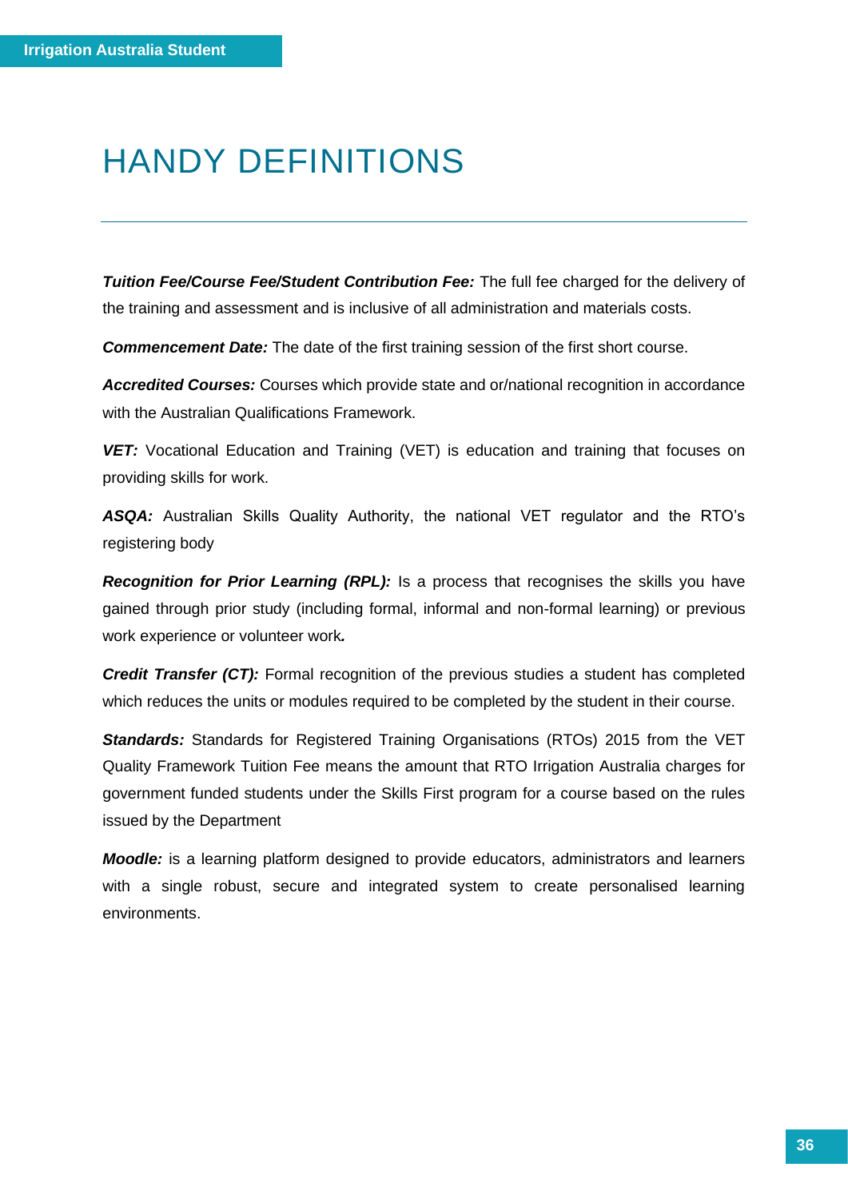# HANDY DEFINITIONS

***Tuition Fee/Course Fee/Student Contribution Fee:*** The full fee charged for the delivery of the training and assessment and is inclusive of all administration and materials costs.

***Commencement Date:*** The date of the first training session of the first short course.

***Accredited Courses:*** Courses which provide state and or/national recognition in accordance with the Australian Qualifications Framework.

***VET:*** Vocational Education and Training (VET) is education and training that focuses on providing skills for work.

***ASQA:*** Australian Skills Quality Authority, the national VET regulator and the RTO's registering body

***Recognition for Prior Learning (RPL):*** Is a process that recognises the skills you have gained through prior study (including formal, informal and non-formal learning) or previous work experience or volunteer work***.***

***Credit Transfer (CT):*** Formal recognition of the previous studies a student has completed which reduces the units or modules required to be completed by the student in their course.

***Standards:*** Standards for Registered Training Organisations (RTOs) 2015 from the VET Quality Framework Tuition Fee means the amount that RTO Irrigation Australia charges for government funded students under the Skills First program for a course based on the rules issued by the Department

***Moodle:*** is a learning platform designed to provide educators, administrators and learners with a single robust, secure and integrated system to create personalised learning environments.